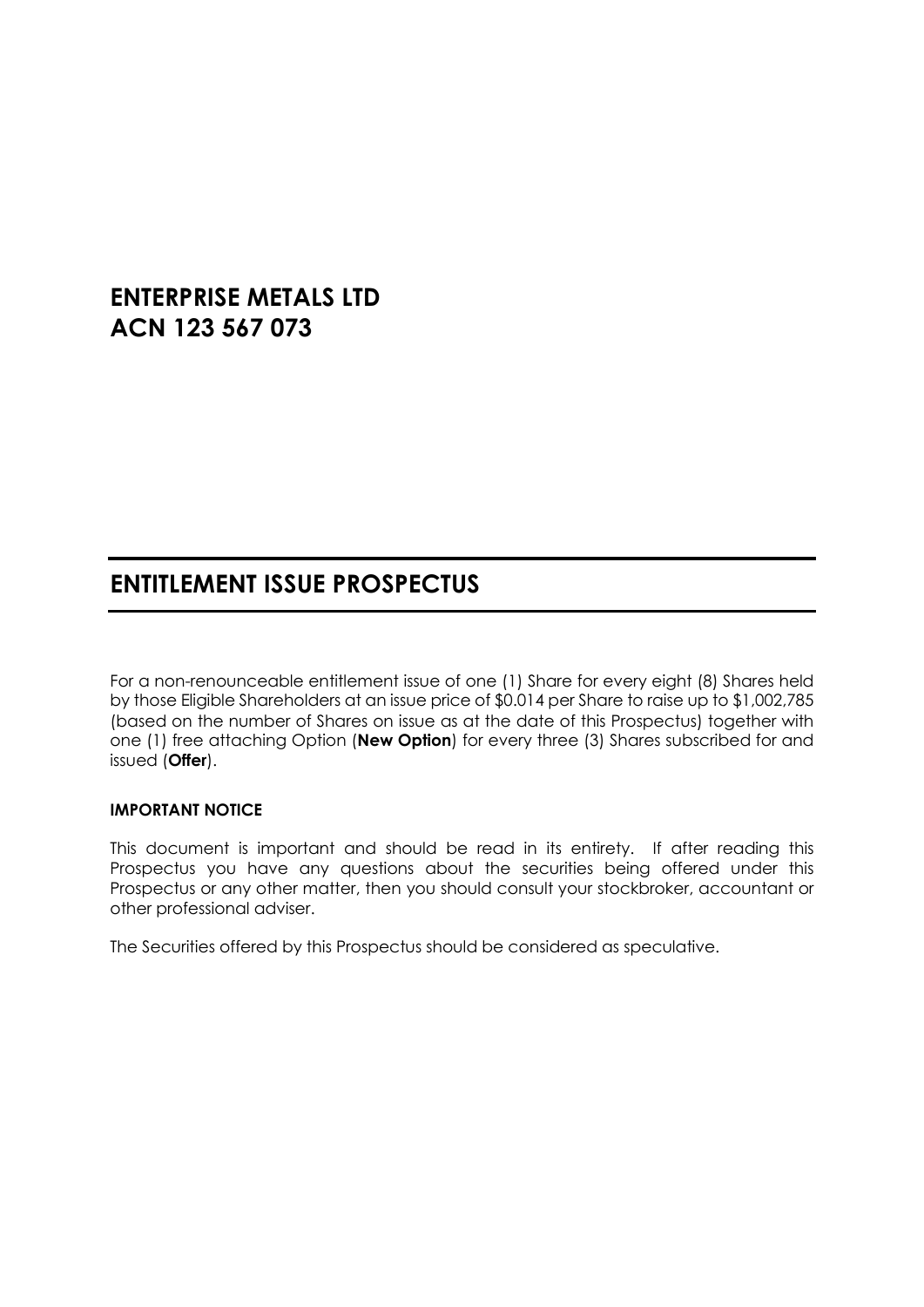# ENTERPRISE METALS LTD
# ACN 123 567 073

## ENTITLEMENT ISSUE PROSPECTUS

For a non-renounceable entitlement issue of one (1) Share for every eight (8) Shares held by those Eligible Shareholders at an issue price of $0.014 per Share to raise up to $1,002,785 (based on the number of Shares on issue as at the date of this Prospectus) together with one (1) free attaching Option (**New Option**) for every three (3) Shares subscribed for and issued (**Offer**).

**IMPORTANT NOTICE**

This document is important and should be read in its entirety. If after reading this Prospectus you have any questions about the securities being offered under this Prospectus or any other matter, then you should consult your stockbroker, accountant or other professional adviser.

The Securities offered by this Prospectus should be considered as speculative.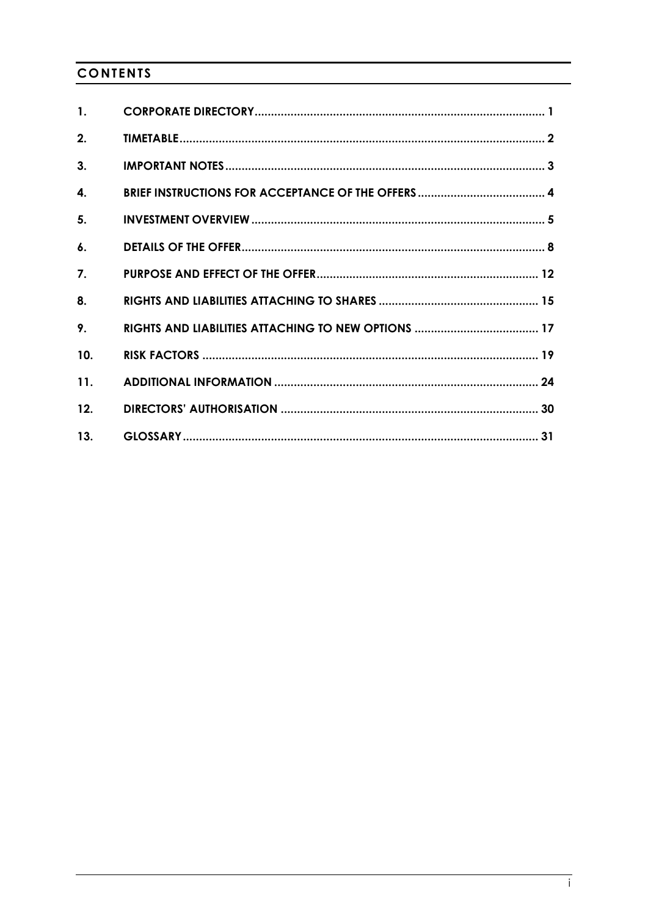## CONTENTS

| | | |
|---|---|---|
| 1. | CORPORATE DIRECTORY | 1 |
| 2. | TIMETABLE | 2 |
| 3. | IMPORTANT NOTES | 3 |
| 4. | BRIEF INSTRUCTIONS FOR ACCEPTANCE OF THE OFFERS | 4 |
| 5. | INVESTMENT OVERVIEW | 5 |
| 6. | DETAILS OF THE OFFER | 8 |
| 7. | PURPOSE AND EFFECT OF THE OFFER | 12 |
| 8. | RIGHTS AND LIABILITIES ATTACHING TO SHARES | 15 |
| 9. | RIGHTS AND LIABILITIES ATTACHING TO NEW OPTIONS | 17 |
| 10. | RISK FACTORS | 19 |
| 11. | ADDITIONAL INFORMATION | 24 |
| 12. | DIRECTORS' AUTHORISATION | 30 |
| 13. | GLOSSARY | 31 |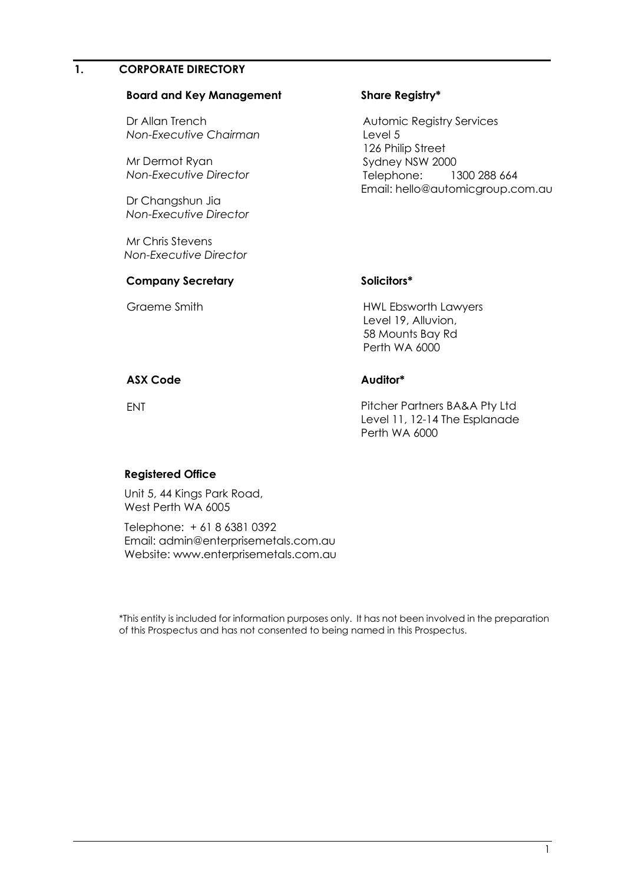# 1. CORPORATE DIRECTORY

**Board and Key Management**

Dr Allan Trench
*Non-Executive Chairman*

Mr Dermot Ryan
*Non-Executive Director*

Dr Changshun Jia
*Non-Executive Director*

Mr Chris Stevens
*Non-Executive Director*

**Company Secretary**

Graeme Smith

**ASX Code**

ENT

**Registered Office**

Unit 5, 44 Kings Park Road,
West Perth WA 6005

Telephone: + 61 8 6381 0392
Email: admin@enterprisemetals.com.au
Website: www.enterprisemetals.com.au

**Share Registry***

Automic Registry Services
Level 5
126 Philip Street
Sydney NSW 2000
Telephone: 1300 288 664
Email: hello@automicgroup.com.au

**Solicitors***

HWL Ebsworth Lawyers
Level 19, Alluvion,
58 Mounts Bay Rd
Perth WA 6000

**Auditor***

Pitcher Partners BA&A Pty Ltd
Level 11, 12-14 The Esplanade
Perth WA 6000

*This entity is included for information purposes only. It has not been involved in the preparation of this Prospectus and has not consented to being named in this Prospectus.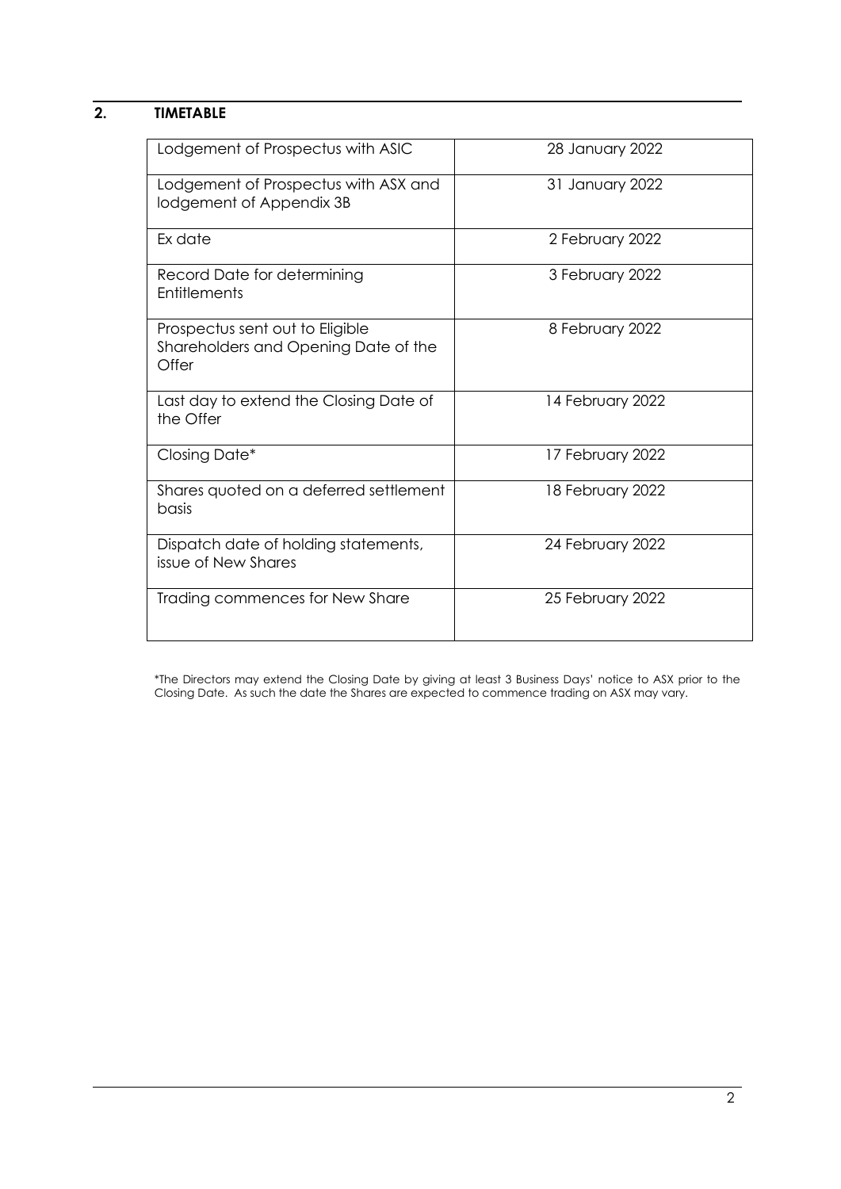## 2. TIMETABLE

| | |
|---|---|
| Lodgement of Prospectus with ASIC | 28 January 2022 |
| Lodgement of Prospectus with ASX and lodgement of Appendix 3B | 31 January 2022 |
| Ex date | 2 February 2022 |
| Record Date for determining Entitlements | 3 February 2022 |
| Prospectus sent out to Eligible Shareholders and Opening Date of the Offer | 8 February 2022 |
| Last day to extend the Closing Date of the Offer | 14 February 2022 |
| Closing Date* | 17 February 2022 |
| Shares quoted on a deferred settlement basis | 18 February 2022 |
| Dispatch date of holding statements, issue of New Shares | 24 February 2022 |
| Trading commences for New Share | 25 February 2022 |

*The Directors may extend the Closing Date by giving at least 3 Business Days' notice to ASX prior to the Closing Date. As such the date the Shares are expected to commence trading on ASX may vary.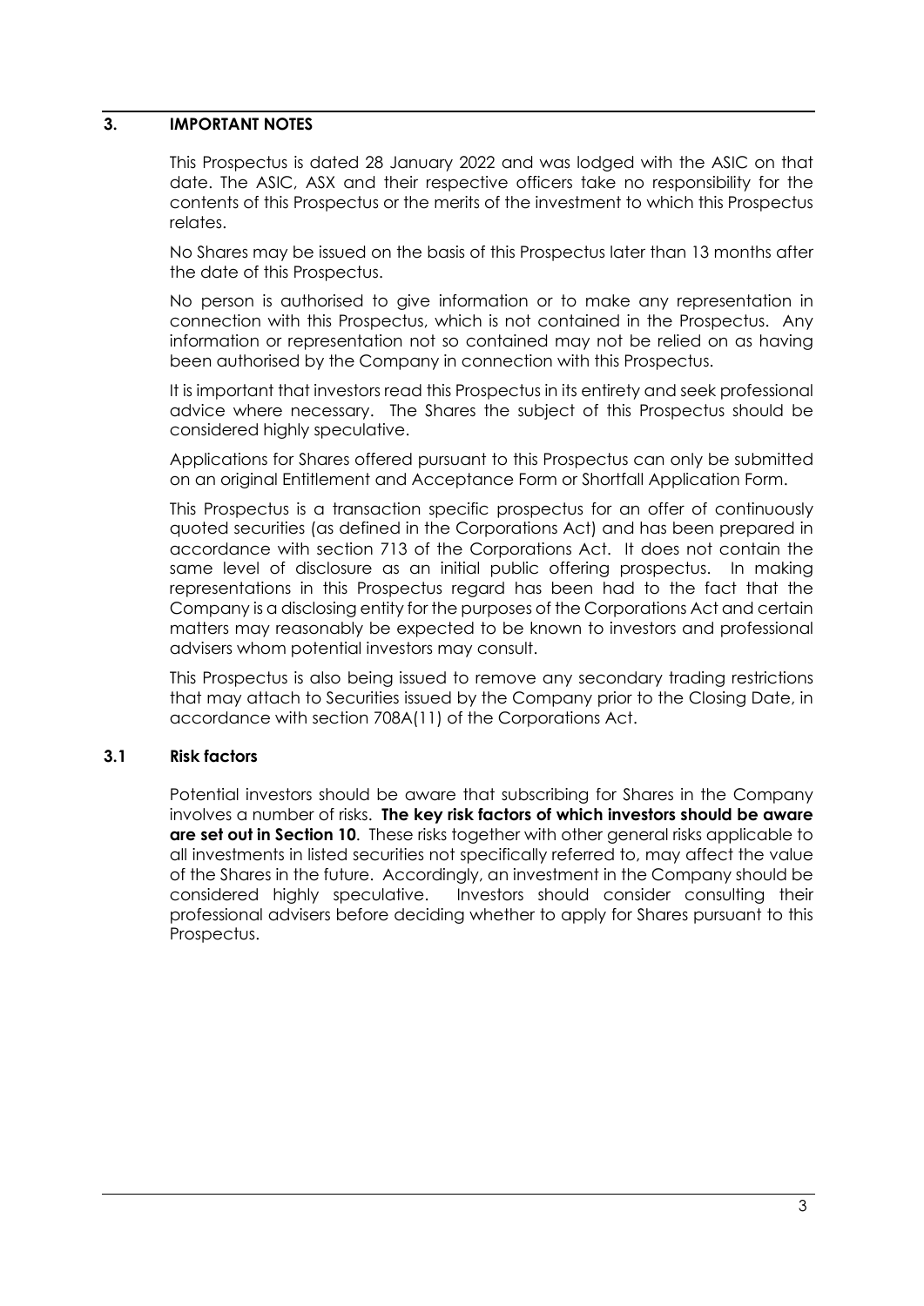## 3. IMPORTANT NOTES

This Prospectus is dated 28 January 2022 and was lodged with the ASIC on that date. The ASIC, ASX and their respective officers take no responsibility for the contents of this Prospectus or the merits of the investment to which this Prospectus relates.

No Shares may be issued on the basis of this Prospectus later than 13 months after the date of this Prospectus.

No person is authorised to give information or to make any representation in connection with this Prospectus, which is not contained in the Prospectus. Any information or representation not so contained may not be relied on as having been authorised by the Company in connection with this Prospectus.

It is important that investors read this Prospectus in its entirety and seek professional advice where necessary. The Shares the subject of this Prospectus should be considered highly speculative.

Applications for Shares offered pursuant to this Prospectus can only be submitted on an original Entitlement and Acceptance Form or Shortfall Application Form.

This Prospectus is a transaction specific prospectus for an offer of continuously quoted securities (as defined in the Corporations Act) and has been prepared in accordance with section 713 of the Corporations Act. It does not contain the same level of disclosure as an initial public offering prospectus. In making representations in this Prospectus regard has been had to the fact that the Company is a disclosing entity for the purposes of the Corporations Act and certain matters may reasonably be expected to be known to investors and professional advisers whom potential investors may consult.

This Prospectus is also being issued to remove any secondary trading restrictions that may attach to Securities issued by the Company prior to the Closing Date, in accordance with section 708A(11) of the Corporations Act.

### 3.1 Risk factors

Potential investors should be aware that subscribing for Shares in the Company involves a number of risks. **The key risk factors of which investors should be aware are set out in Section 10**. These risks together with other general risks applicable to all investments in listed securities not specifically referred to, may affect the value of the Shares in the future. Accordingly, an investment in the Company should be considered highly speculative. Investors should consider consulting their professional advisers before deciding whether to apply for Shares pursuant to this Prospectus.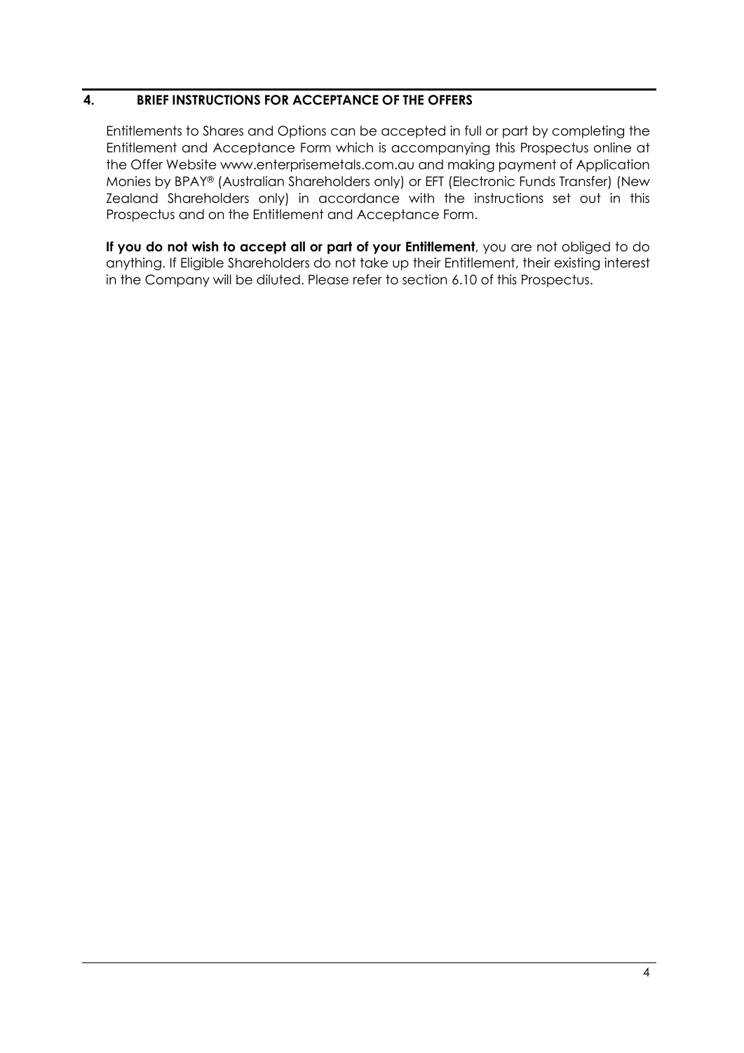## 4. BRIEF INSTRUCTIONS FOR ACCEPTANCE OF THE OFFERS

Entitlements to Shares and Options can be accepted in full or part by completing the Entitlement and Acceptance Form which is accompanying this Prospectus online at the Offer Website www.enterprisemetals.com.au and making payment of Application Monies by BPAY® (Australian Shareholders only) or EFT (Electronic Funds Transfer) (New Zealand Shareholders only) in accordance with the instructions set out in this Prospectus and on the Entitlement and Acceptance Form.

**If you do not wish to accept all or part of your Entitlement**, you are not obliged to do anything. If Eligible Shareholders do not take up their Entitlement, their existing interest in the Company will be diluted. Please refer to section 6.10 of this Prospectus.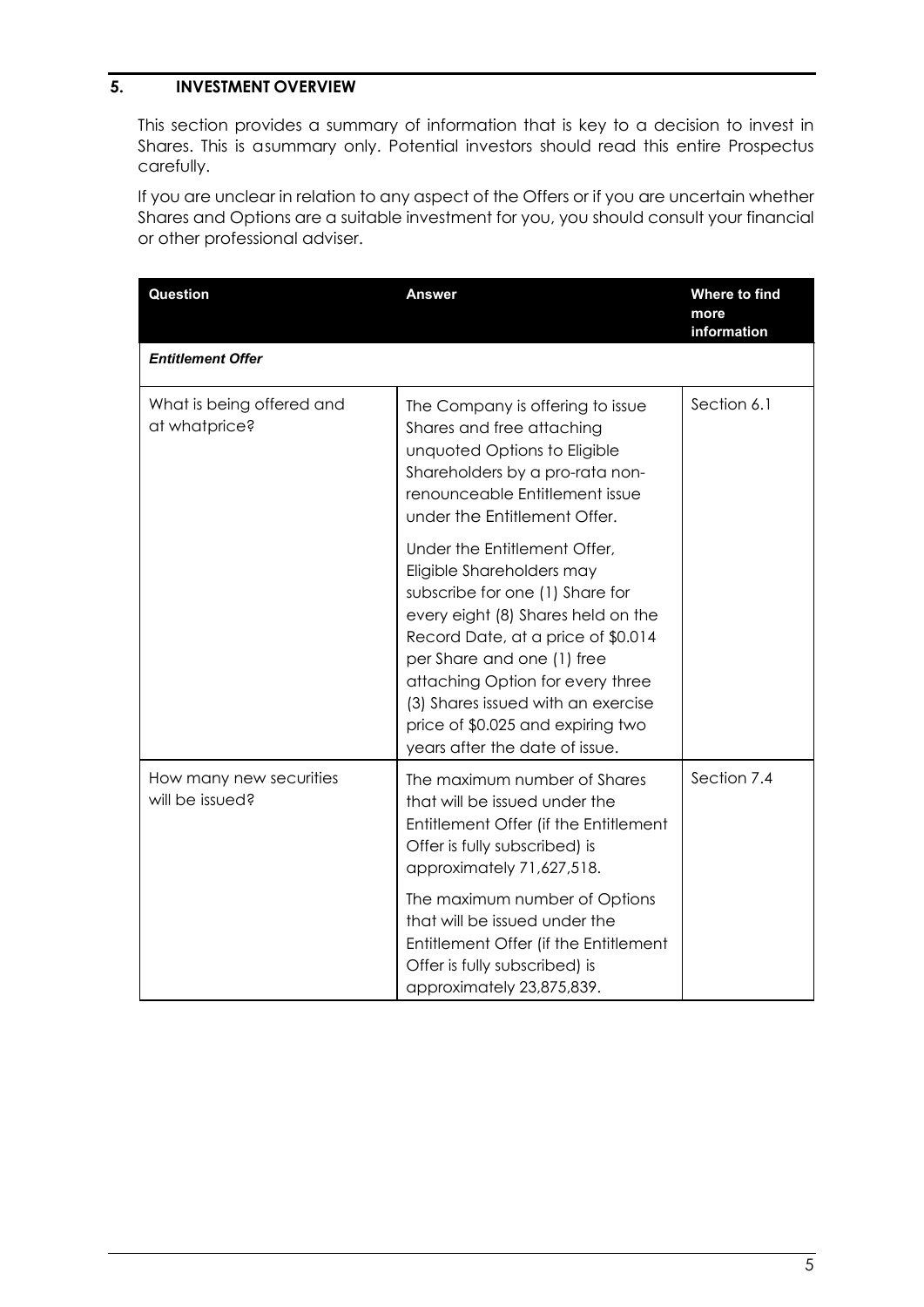## 5. INVESTMENT OVERVIEW

This section provides a summary of information that is key to a decision to invest in Shares. This is asummary only. Potential investors should read this entire Prospectus carefully.

If you are unclear in relation to any aspect of the Offers or if you are uncertain whether Shares and Options are a suitable investment for you, you should consult your financial or other professional adviser.

| Question | Answer | Where to find more information |
|---|---|---|
| ***Entitlement Offer*** | | |
| What is being offered and at whatprice? | The Company is offering to issue Shares and free attaching unquoted Options to Eligible Shareholders by a pro-rata non-renounceable Entitlement issue under the Entitlement Offer.<br><br>Under the Entitlement Offer, Eligible Shareholders may subscribe for one (1) Share for every eight (8) Shares held on the Record Date, at a price of $0.014 per Share and one (1) free attaching Option for every three (3) Shares issued with an exercise price of $0.025 and expiring two years after the date of issue. | Section 6.1 |
| How many new securities will be issued? | The maximum number of Shares that will be issued under the Entitlement Offer (if the Entitlement Offer is fully subscribed) is approximately 71,627,518.<br><br>The maximum number of Options that will be issued under the Entitlement Offer (if the Entitlement Offer is fully subscribed) is approximately 23,875,839. | Section 7.4 |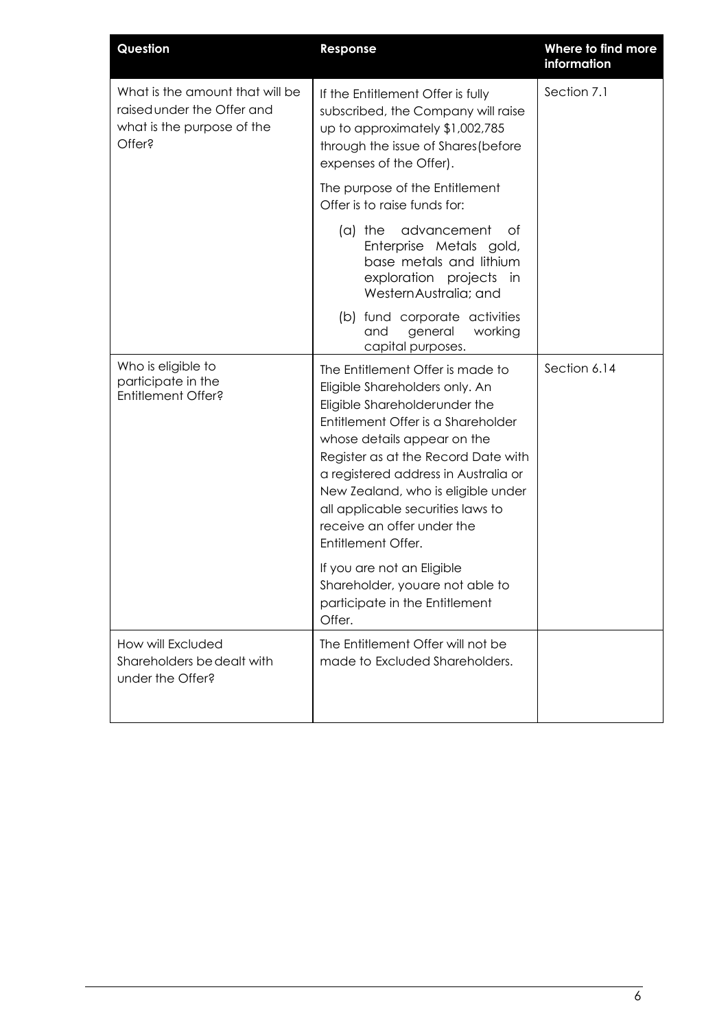| Question | Response | Where to find more information |
|---|---|---|
| What is the amount that will be raised under the Offer and what is the purpose of the Offer? | If the Entitlement Offer is fully subscribed, the Company will raise up to approximately $1,002,785 through the issue of Shares (before expenses of the Offer).<br><br>The purpose of the Entitlement Offer is to raise funds for:<br><br>(a) the advancement of Enterprise Metals gold, base metals and lithium exploration projects in Western Australia; and<br><br>(b) fund corporate activities and general working capital purposes. | Section 7.1 |
| Who is eligible to participate in the Entitlement Offer? | The Entitlement Offer is made to Eligible Shareholders only. An Eligible Shareholder under the Entitlement Offer is a Shareholder whose details appear on the Register as at the Record Date with a registered address in Australia or New Zealand, who is eligible under all applicable securities laws to receive an offer under the Entitlement Offer.<br><br>If you are not an Eligible Shareholder, you are not able to participate in the Entitlement Offer. | Section 6.14 |
| How will Excluded Shareholders be dealt with under the Offer? | The Entitlement Offer will not be made to Excluded Shareholders. | |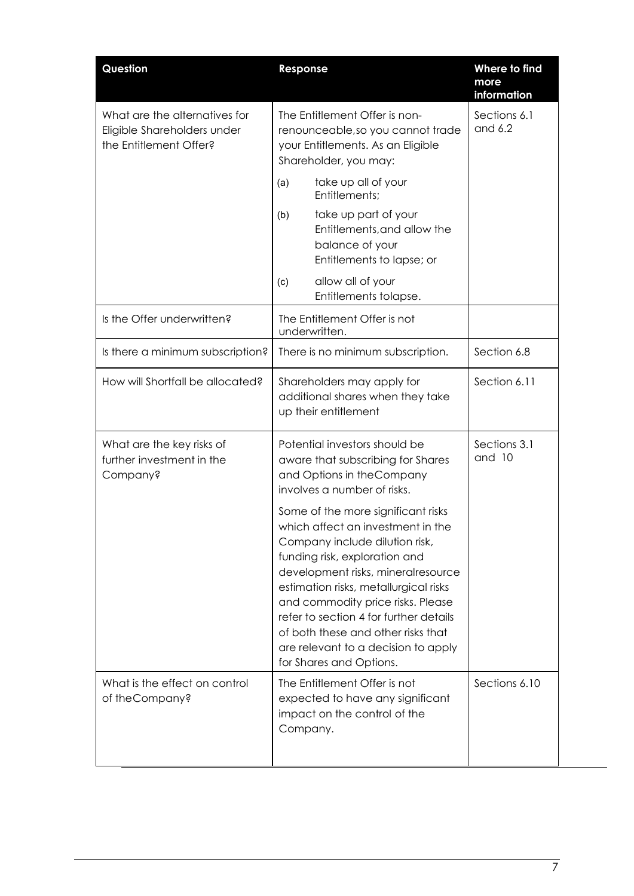| Question | Response | Where to find more information |
|---|---|---|
| What are the alternatives for Eligible Shareholders under the Entitlement Offer? | The Entitlement Offer is non-renounceable,so you cannot trade your Entitlements. As an Eligible Shareholder, you may:<br>(a) take up all of your Entitlements;<br>(b) take up part of your Entitlements,and allow the balance of your Entitlements to lapse; or<br>(c) allow all of your Entitlements tolapse. | Sections 6.1 and 6.2 |
| Is the Offer underwritten? | The Entitlement Offer is not underwritten. | |
| Is there a minimum subscription? | There is no minimum subscription. | Section 6.8 |
| How will Shortfall be allocated? | Shareholders may apply for additional shares when they take up their entitlement | Section 6.11 |
| What are the key risks of further investment in the Company? | Potential investors should be aware that subscribing for Shares and Options in theCompany involves a number of risks.<br>Some of the more significant risks which affect an investment in the Company include dilution risk, funding risk, exploration and development risks, mineralresource estimation risks, metallurgical risks and commodity price risks. Please refer to section 4 for further details of both these and other risks that are relevant to a decision to apply for Shares and Options. | Sections 3.1 and 10 |
| What is the effect on control of theCompany? | The Entitlement Offer is not expected to have any significant impact on the control of the Company. | Sections 6.10 |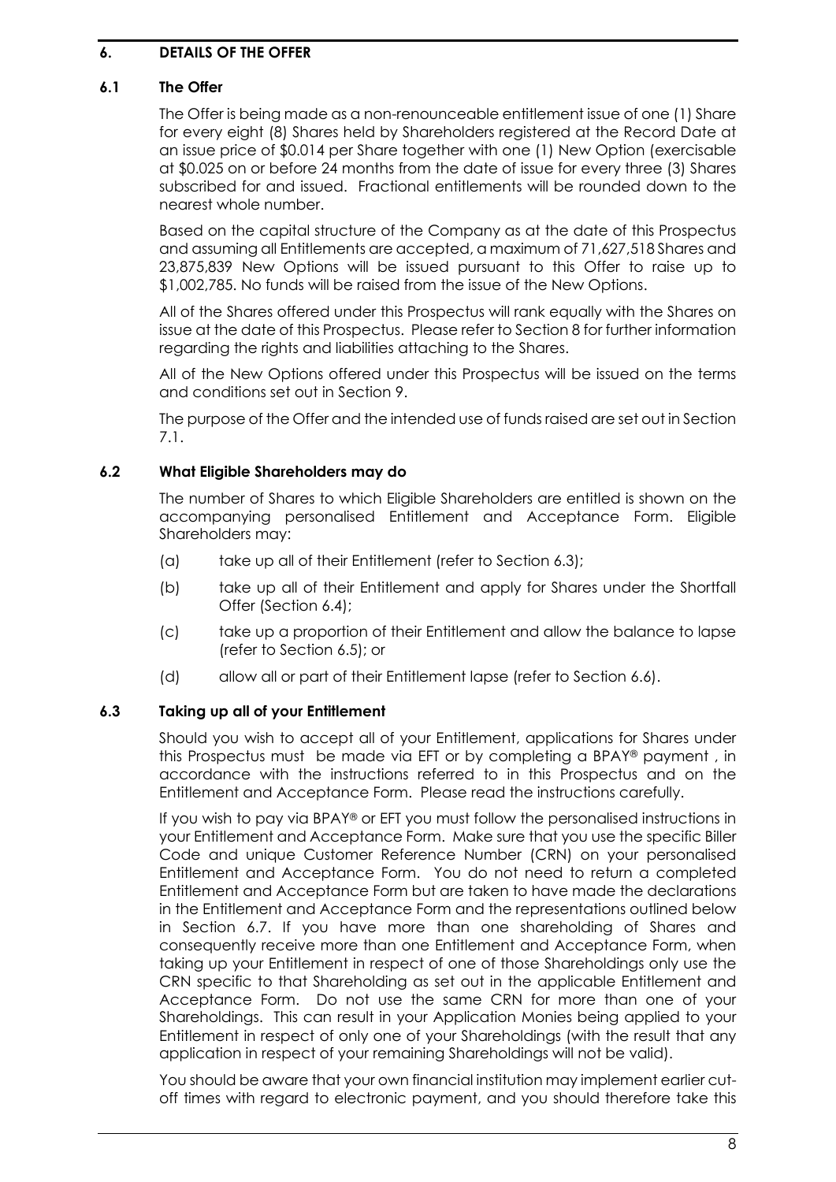## 6. DETAILS OF THE OFFER

### 6.1 The Offer

The Offer is being made as a non-renounceable entitlement issue of one (1) Share for every eight (8) Shares held by Shareholders registered at the Record Date at an issue price of $0.014 per Share together with one (1) New Option (exercisable at $0.025 on or before 24 months from the date of issue for every three (3) Shares subscribed for and issued. Fractional entitlements will be rounded down to the nearest whole number.

Based on the capital structure of the Company as at the date of this Prospectus and assuming all Entitlements are accepted, a maximum of 71,627,518 Shares and 23,875,839 New Options will be issued pursuant to this Offer to raise up to $1,002,785. No funds will be raised from the issue of the New Options.

All of the Shares offered under this Prospectus will rank equally with the Shares on issue at the date of this Prospectus. Please refer to Section 8 for further information regarding the rights and liabilities attaching to the Shares.

All of the New Options offered under this Prospectus will be issued on the terms and conditions set out in Section 9.

The purpose of the Offer and the intended use of funds raised are set out in Section 7.1.

### 6.2 What Eligible Shareholders may do

The number of Shares to which Eligible Shareholders are entitled is shown on the accompanying personalised Entitlement and Acceptance Form. Eligible Shareholders may:

(a) take up all of their Entitlement (refer to Section 6.3);

(b) take up all of their Entitlement and apply for Shares under the Shortfall Offer (Section 6.4);

(c) take up a proportion of their Entitlement and allow the balance to lapse (refer to Section 6.5); or

(d) allow all or part of their Entitlement lapse (refer to Section 6.6).

### 6.3 Taking up all of your Entitlement

Should you wish to accept all of your Entitlement, applications for Shares under this Prospectus must be made via EFT or by completing a BPAY® payment , in accordance with the instructions referred to in this Prospectus and on the Entitlement and Acceptance Form. Please read the instructions carefully.

If you wish to pay via BPAY® or EFT you must follow the personalised instructions in your Entitlement and Acceptance Form. Make sure that you use the specific Biller Code and unique Customer Reference Number (CRN) on your personalised Entitlement and Acceptance Form. You do not need to return a completed Entitlement and Acceptance Form but are taken to have made the declarations in the Entitlement and Acceptance Form and the representations outlined below in Section 6.7. If you have more than one shareholding of Shares and consequently receive more than one Entitlement and Acceptance Form, when taking up your Entitlement in respect of one of those Shareholdings only use the CRN specific to that Shareholding as set out in the applicable Entitlement and Acceptance Form. Do not use the same CRN for more than one of your Shareholdings. This can result in your Application Monies being applied to your Entitlement in respect of only one of your Shareholdings (with the result that any application in respect of your remaining Shareholdings will not be valid).

You should be aware that your own financial institution may implement earlier cut-off times with regard to electronic payment, and you should therefore take this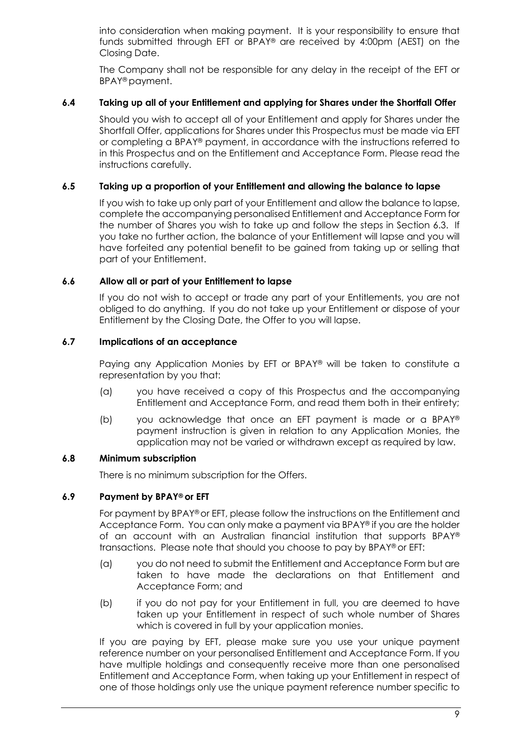into consideration when making payment. It is your responsibility to ensure that funds submitted through EFT or BPAY® are received by 4:00pm (AEST) on the Closing Date.

The Company shall not be responsible for any delay in the receipt of the EFT or BPAY® payment.

### 6.4 Taking up all of your Entitlement and applying for Shares under the Shortfall Offer

Should you wish to accept all of your Entitlement and apply for Shares under the Shortfall Offer, applications for Shares under this Prospectus must be made via EFT or completing a BPAY® payment, in accordance with the instructions referred to in this Prospectus and on the Entitlement and Acceptance Form. Please read the instructions carefully.

### 6.5 Taking up a proportion of your Entitlement and allowing the balance to lapse

If you wish to take up only part of your Entitlement and allow the balance to lapse, complete the accompanying personalised Entitlement and Acceptance Form for the number of Shares you wish to take up and follow the steps in Section 6.3. If you take no further action, the balance of your Entitlement will lapse and you will have forfeited any potential benefit to be gained from taking up or selling that part of your Entitlement.

### 6.6 Allow all or part of your Entitlement to lapse

If you do not wish to accept or trade any part of your Entitlements, you are not obliged to do anything. If you do not take up your Entitlement or dispose of your Entitlement by the Closing Date, the Offer to you will lapse.

### 6.7 Implications of an acceptance

Paying any Application Monies by EFT or BPAY® will be taken to constitute a representation by you that:

(a) you have received a copy of this Prospectus and the accompanying Entitlement and Acceptance Form, and read them both in their entirety;

(b) you acknowledge that once an EFT payment is made or a BPAY® payment instruction is given in relation to any Application Monies, the application may not be varied or withdrawn except as required by law.

### 6.8 Minimum subscription

There is no minimum subscription for the Offers.

### 6.9 Payment by BPAY® or EFT

For payment by BPAY® or EFT, please follow the instructions on the Entitlement and Acceptance Form. You can only make a payment via BPAY® if you are the holder of an account with an Australian financial institution that supports BPAY® transactions. Please note that should you choose to pay by BPAY® or EFT:

(a) you do not need to submit the Entitlement and Acceptance Form but are taken to have made the declarations on that Entitlement and Acceptance Form; and

(b) if you do not pay for your Entitlement in full, you are deemed to have taken up your Entitlement in respect of such whole number of Shares which is covered in full by your application monies.

If you are paying by EFT, please make sure you use your unique payment reference number on your personalised Entitlement and Acceptance Form. If you have multiple holdings and consequently receive more than one personalised Entitlement and Acceptance Form, when taking up your Entitlement in respect of one of those holdings only use the unique payment reference number specific to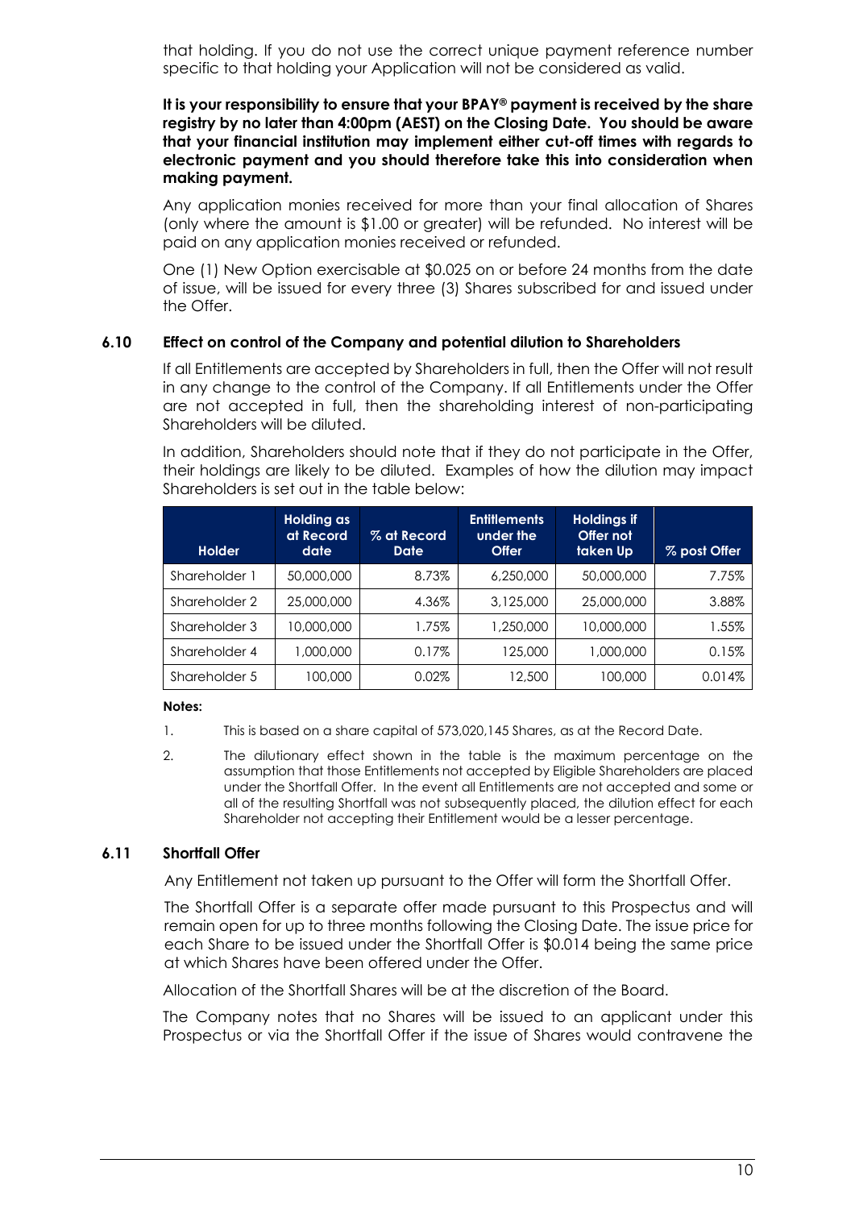that holding. If you do not use the correct unique payment reference number specific to that holding your Application will not be considered as valid.

**It is your responsibility to ensure that your BPAY® payment is received by the share registry by no later than 4:00pm (AEST) on the Closing Date. You should be aware that your financial institution may implement either cut-off times with regards to electronic payment and you should therefore take this into consideration when making payment.**

Any application monies received for more than your final allocation of Shares (only where the amount is $1.00 or greater) will be refunded. No interest will be paid on any application monies received or refunded.

One (1) New Option exercisable at $0.025 on or before 24 months from the date of issue, will be issued for every three (3) Shares subscribed for and issued under the Offer.

### 6.10 Effect on control of the Company and potential dilution to Shareholders

If all Entitlements are accepted by Shareholders in full, then the Offer will not result in any change to the control of the Company. If all Entitlements under the Offer are not accepted in full, then the shareholding interest of non-participating Shareholders will be diluted.

In addition, Shareholders should note that if they do not participate in the Offer, their holdings are likely to be diluted. Examples of how the dilution may impact Shareholders is set out in the table below:

| Holder | Holding as at Record date | % at Record Date | Entitlements under the Offer | Holdings if Offer not taken Up | % post Offer |
|---|---|---|---|---|---|
| Shareholder 1 | 50,000,000 | 8.73% | 6,250,000 | 50,000,000 | 7.75% |
| Shareholder 2 | 25,000,000 | 4.36% | 3,125,000 | 25,000,000 | 3.88% |
| Shareholder 3 | 10,000,000 | 1.75% | 1,250,000 | 10,000,000 | 1.55% |
| Shareholder 4 | 1,000,000 | 0.17% | 125,000 | 1,000,000 | 0.15% |
| Shareholder 5 | 100,000 | 0.02% | 12,500 | 100,000 | 0.014% |

**Notes:**

1. This is based on a share capital of 573,020,145 Shares, as at the Record Date.
2. The dilutionary effect shown in the table is the maximum percentage on the assumption that those Entitlements not accepted by Eligible Shareholders are placed under the Shortfall Offer. In the event all Entitlements are not accepted and some or all of the resulting Shortfall was not subsequently placed, the dilution effect for each Shareholder not accepting their Entitlement would be a lesser percentage.

### 6.11 Shortfall Offer

Any Entitlement not taken up pursuant to the Offer will form the Shortfall Offer.

The Shortfall Offer is a separate offer made pursuant to this Prospectus and will remain open for up to three months following the Closing Date. The issue price for each Share to be issued under the Shortfall Offer is $0.014 being the same price at which Shares have been offered under the Offer.

Allocation of the Shortfall Shares will be at the discretion of the Board.

The Company notes that no Shares will be issued to an applicant under this Prospectus or via the Shortfall Offer if the issue of Shares would contravene the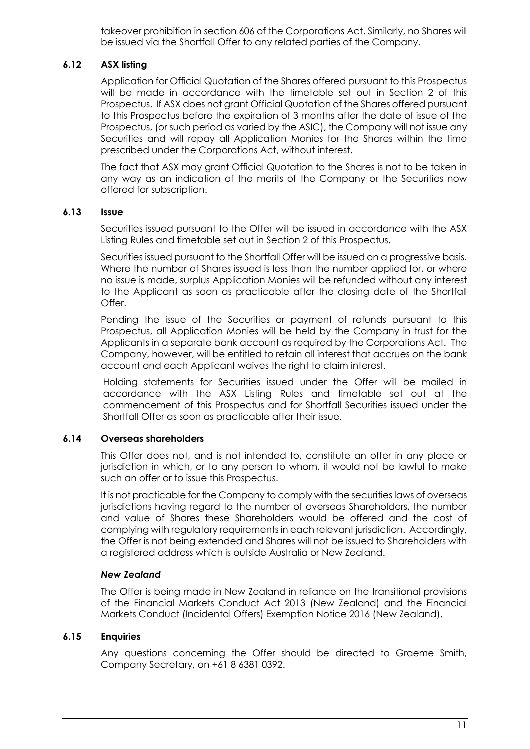takeover prohibition in section 606 of the Corporations Act. Similarly, no Shares will be issued via the Shortfall Offer to any related parties of the Company.

### 6.12 ASX listing

Application for Official Quotation of the Shares offered pursuant to this Prospectus will be made in accordance with the timetable set out in Section 2 of this Prospectus. If ASX does not grant Official Quotation of the Shares offered pursuant to this Prospectus before the expiration of 3 months after the date of issue of the Prospectus, (or such period as varied by the ASIC), the Company will not issue any Securities and will repay all Application Monies for the Shares within the time prescribed under the Corporations Act, without interest.

The fact that ASX may grant Official Quotation to the Shares is not to be taken in any way as an indication of the merits of the Company or the Securities now offered for subscription.

### 6.13 Issue

Securities issued pursuant to the Offer will be issued in accordance with the ASX Listing Rules and timetable set out in Section 2 of this Prospectus.

Securities issued pursuant to the Shortfall Offer will be issued on a progressive basis. Where the number of Shares issued is less than the number applied for, or where no issue is made, surplus Application Monies will be refunded without any interest to the Applicant as soon as practicable after the closing date of the Shortfall Offer.

Pending the issue of the Securities or payment of refunds pursuant to this Prospectus, all Application Monies will be held by the Company in trust for the Applicants in a separate bank account as required by the Corporations Act. The Company, however, will be entitled to retain all interest that accrues on the bank account and each Applicant waives the right to claim interest.

Holding statements for Securities issued under the Offer will be mailed in accordance with the ASX Listing Rules and timetable set out at the commencement of this Prospectus and for Shortfall Securities issued under the Shortfall Offer as soon as practicable after their issue.

### 6.14 Overseas shareholders

This Offer does not, and is not intended to, constitute an offer in any place or jurisdiction in which, or to any person to whom, it would not be lawful to make such an offer or to issue this Prospectus.

It is not practicable for the Company to comply with the securities laws of overseas jurisdictions having regard to the number of overseas Shareholders, the number and value of Shares these Shareholders would be offered and the cost of complying with regulatory requirements in each relevant jurisdiction. Accordingly, the Offer is not being extended and Shares will not be issued to Shareholders with a registered address which is outside Australia or New Zealand.

***New Zealand***

The Offer is being made in New Zealand in reliance on the transitional provisions of the Financial Markets Conduct Act 2013 (New Zealand) and the Financial Markets Conduct (Incidental Offers) Exemption Notice 2016 (New Zealand).

### 6.15 Enquiries

Any questions concerning the Offer should be directed to Graeme Smith, Company Secretary, on +61 8 6381 0392.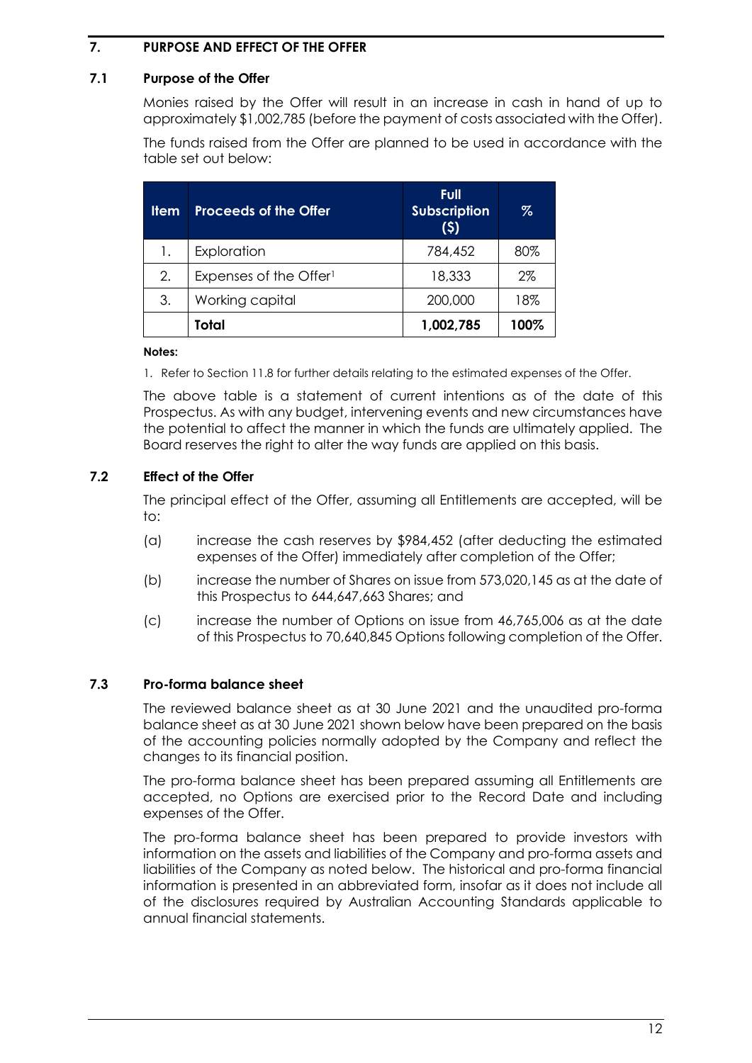## 7. PURPOSE AND EFFECT OF THE OFFER

### 7.1 Purpose of the Offer

Monies raised by the Offer will result in an increase in cash in hand of up to approximately $1,002,785 (before the payment of costs associated with the Offer).

The funds raised from the Offer are planned to be used in accordance with the table set out below:

| Item | Proceeds of the Offer | Full Subscription ($) | % |
|---|---|---|---|
| 1. | Exploration | 784,452 | 80% |
| 2. | Expenses of the Offer[1] | 18,333 | 2% |
| 3. | Working capital | 200,000 | 18% |
| | **Total** | **1,002,785** | **100%** |

**Notes:**

1. Refer to Section 11.8 for further details relating to the estimated expenses of the Offer.

The above table is a statement of current intentions as of the date of this Prospectus. As with any budget, intervening events and new circumstances have the potential to affect the manner in which the funds are ultimately applied. The Board reserves the right to alter the way funds are applied on this basis.

### 7.2 Effect of the Offer

The principal effect of the Offer, assuming all Entitlements are accepted, will be to:

(a) increase the cash reserves by $984,452 (after deducting the estimated expenses of the Offer) immediately after completion of the Offer;

(b) increase the number of Shares on issue from 573,020,145 as at the date of this Prospectus to 644,647,663 Shares; and

(c) increase the number of Options on issue from 46,765,006 as at the date of this Prospectus to 70,640,845 Options following completion of the Offer.

### 7.3 Pro-forma balance sheet

The reviewed balance sheet as at 30 June 2021 and the unaudited pro-forma balance sheet as at 30 June 2021 shown below have been prepared on the basis of the accounting policies normally adopted by the Company and reflect the changes to its financial position.

The pro-forma balance sheet has been prepared assuming all Entitlements are accepted, no Options are exercised prior to the Record Date and including expenses of the Offer.

The pro-forma balance sheet has been prepared to provide investors with information on the assets and liabilities of the Company and pro-forma assets and liabilities of the Company as noted below. The historical and pro-forma financial information is presented in an abbreviated form, insofar as it does not include all of the disclosures required by Australian Accounting Standards applicable to annual financial statements.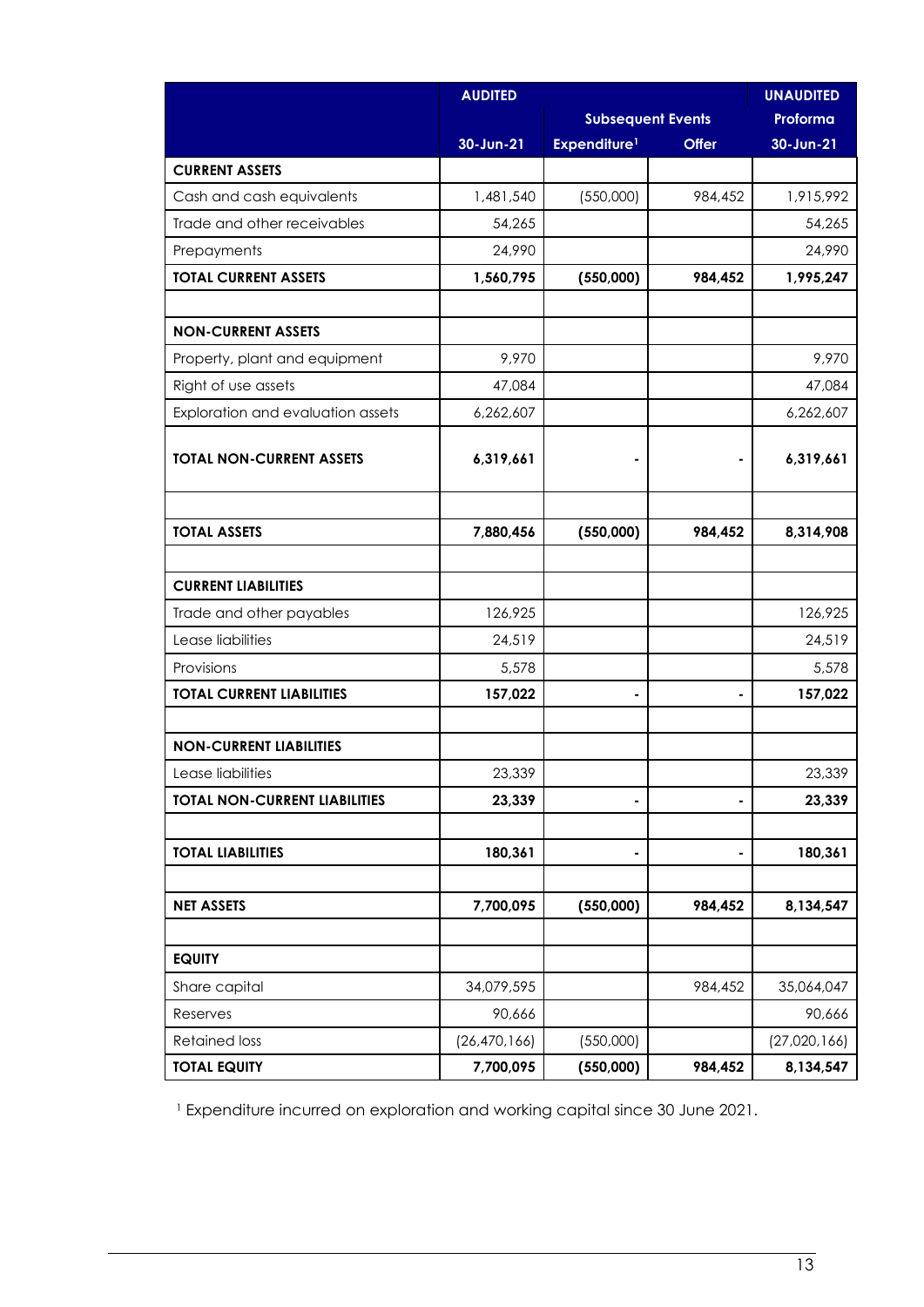| | AUDITED | | | UNAUDITED |
|---|---|---|---|---|
| | | Subsequent Events | | Proforma |
| | 30-Jun-21 | Expenditure[1] | Offer | 30-Jun-21 |
| **CURRENT ASSETS** | | | | |
| Cash and cash equivalents | 1,481,540 | (550,000) | 984,452 | 1,915,992 |
| Trade and other receivables | 54,265 | | | 54,265 |
| Prepayments | 24,990 | | | 24,990 |
| **TOTAL CURRENT ASSETS** | **1,560,795** | **(550,000)** | **984,452** | **1,995,247** |
| | | | | |
| **NON-CURRENT ASSETS** | | | | |
| Property, plant and equipment | 9,970 | | | 9,970 |
| Right of use assets | 47,084 | | | 47,084 |
| Exploration and evaluation assets | 6,262,607 | | | 6,262,607 |
| **TOTAL NON-CURRENT ASSETS** | **6,319,661** | **-** | **-** | **6,319,661** |
| | | | | |
| **TOTAL ASSETS** | **7,880,456** | **(550,000)** | **984,452** | **8,314,908** |
| | | | | |
| **CURRENT LIABILITIES** | | | | |
| Trade and other payables | 126,925 | | | 126,925 |
| Lease liabilities | 24,519 | | | 24,519 |
| Provisions | 5,578 | | | 5,578 |
| **TOTAL CURRENT LIABILITIES** | **157,022** | **-** | **-** | **157,022** |
| | | | | |
| **NON-CURRENT LIABILITIES** | | | | |
| Lease liabilities | 23,339 | | | 23,339 |
| **TOTAL NON-CURRENT LIABILITIES** | **23,339** | **-** | **-** | **23,339** |
| | | | | |
| **TOTAL LIABILITIES** | **180,361** | **-** | **-** | **180,361** |
| | | | | |
| **NET ASSETS** | **7,700,095** | **(550,000)** | **984,452** | **8,134,547** |
| | | | | |
| **EQUITY** | | | | |
| Share capital | 34,079,595 | | 984,452 | 35,064,047 |
| Reserves | 90,666 | | | 90,666 |
| Retained loss | (26,470,166) | (550,000) | | (27,020,166) |
| **TOTAL EQUITY** | **7,700,095** | **(550,000)** | **984,452** | **8,134,547** |

[1] Expenditure incurred on exploration and working capital since 30 June 2021.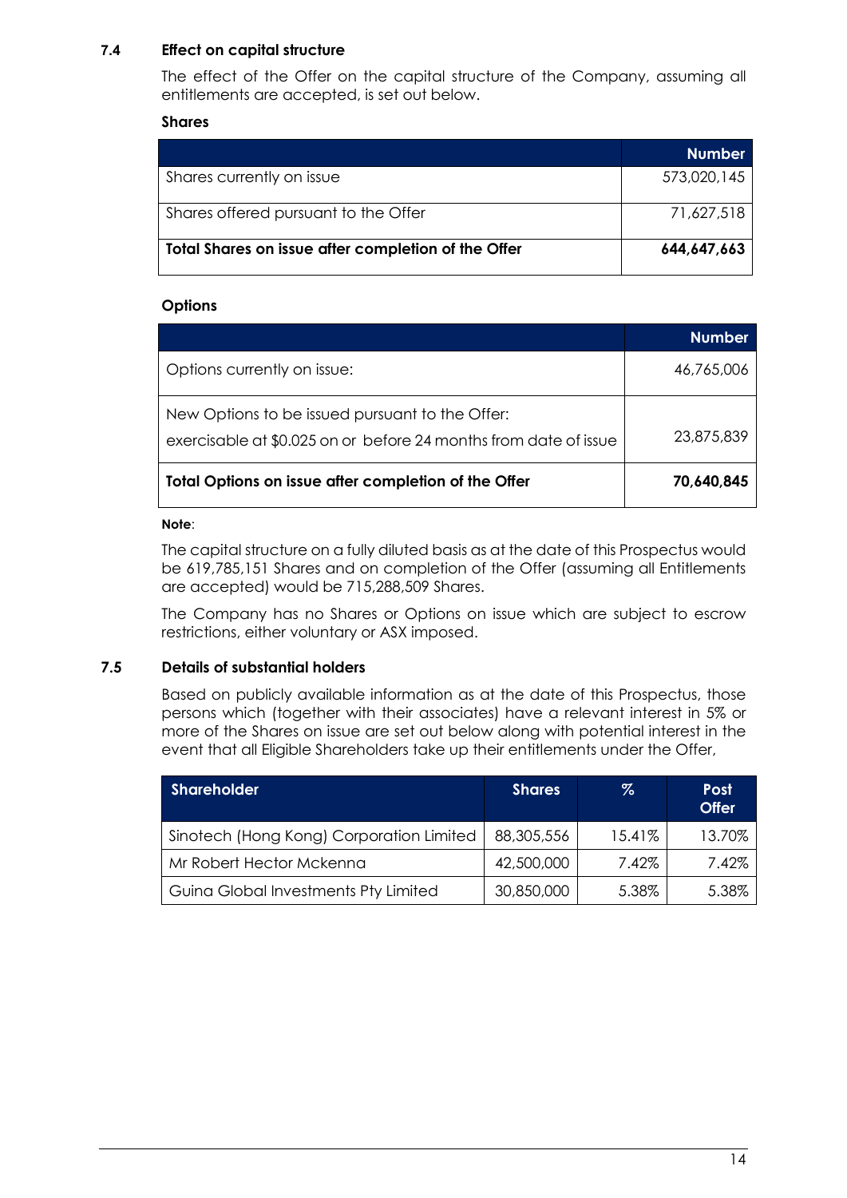### 7.4 Effect on capital structure

The effect of the Offer on the capital structure of the Company, assuming all entitlements are accepted, is set out below.

**Shares**

| | Number |
|---|---|
| Shares currently on issue | 573,020,145 |
| Shares offered pursuant to the Offer | 71,627,518 |
| **Total Shares on issue after completion of the Offer** | **644,647,663** |

**Options**

| | Number |
|---|---|
| Options currently on issue: | 46,765,006 |
| New Options to be issued pursuant to the Offer: exercisable at $0.025 on or before 24 months from date of issue | 23,875,839 |
| **Total Options on issue after completion of the Offer** | **70,640,845** |

**Note**:

The capital structure on a fully diluted basis as at the date of this Prospectus would be 619,785,151 Shares and on completion of the Offer (assuming all Entitlements are accepted) would be 715,288,509 Shares.

The Company has no Shares or Options on issue which are subject to escrow restrictions, either voluntary or ASX imposed.

### 7.5 Details of substantial holders

Based on publicly available information as at the date of this Prospectus, those persons which (together with their associates) have a relevant interest in 5% or more of the Shares on issue are set out below along with potential interest in the event that all Eligible Shareholders take up their entitlements under the Offer,

| Shareholder | Shares | % | Post Offer |
|---|---|---|---|
| Sinotech (Hong Kong) Corporation Limited | 88,305,556 | 15.41% | 13.70% |
| Mr Robert Hector Mckenna | 42,500,000 | 7.42% | 7.42% |
| Guina Global Investments Pty Limited | 30,850,000 | 5.38% | 5.38% |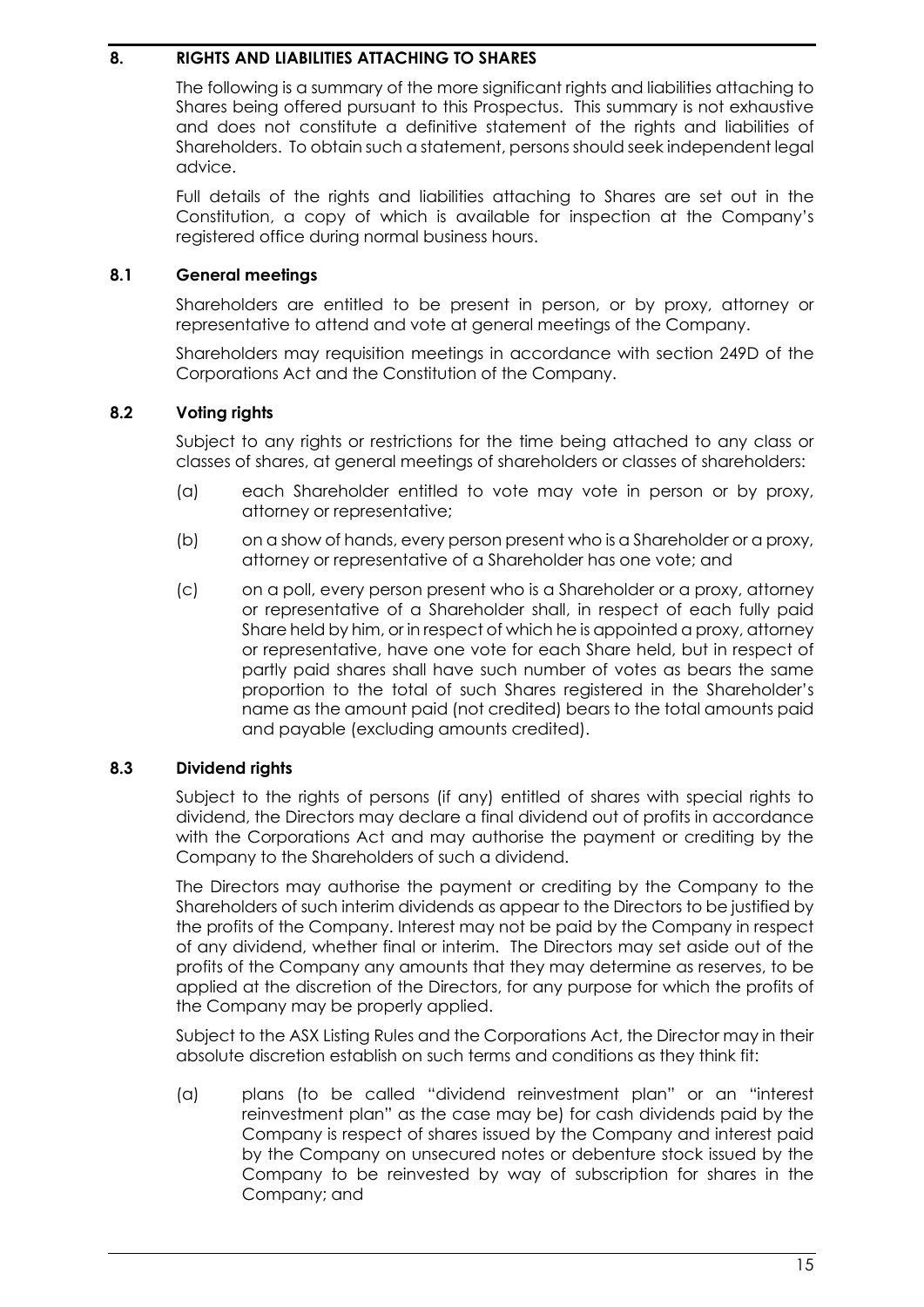## 8. RIGHTS AND LIABILITIES ATTACHING TO SHARES

The following is a summary of the more significant rights and liabilities attaching to Shares being offered pursuant to this Prospectus. This summary is not exhaustive and does not constitute a definitive statement of the rights and liabilities of Shareholders. To obtain such a statement, persons should seek independent legal advice.

Full details of the rights and liabilities attaching to Shares are set out in the Constitution, a copy of which is available for inspection at the Company's registered office during normal business hours.

### 8.1 General meetings

Shareholders are entitled to be present in person, or by proxy, attorney or representative to attend and vote at general meetings of the Company.

Shareholders may requisition meetings in accordance with section 249D of the Corporations Act and the Constitution of the Company.

### 8.2 Voting rights

Subject to any rights or restrictions for the time being attached to any class or classes of shares, at general meetings of shareholders or classes of shareholders:

(a) each Shareholder entitled to vote may vote in person or by proxy, attorney or representative;

(b) on a show of hands, every person present who is a Shareholder or a proxy, attorney or representative of a Shareholder has one vote; and

(c) on a poll, every person present who is a Shareholder or a proxy, attorney or representative of a Shareholder shall, in respect of each fully paid Share held by him, or in respect of which he is appointed a proxy, attorney or representative, have one vote for each Share held, but in respect of partly paid shares shall have such number of votes as bears the same proportion to the total of such Shares registered in the Shareholder's name as the amount paid (not credited) bears to the total amounts paid and payable (excluding amounts credited).

### 8.3 Dividend rights

Subject to the rights of persons (if any) entitled of shares with special rights to dividend, the Directors may declare a final dividend out of profits in accordance with the Corporations Act and may authorise the payment or crediting by the Company to the Shareholders of such a dividend.

The Directors may authorise the payment or crediting by the Company to the Shareholders of such interim dividends as appear to the Directors to be justified by the profits of the Company. Interest may not be paid by the Company in respect of any dividend, whether final or interim. The Directors may set aside out of the profits of the Company any amounts that they may determine as reserves, to be applied at the discretion of the Directors, for any purpose for which the profits of the Company may be properly applied.

Subject to the ASX Listing Rules and the Corporations Act, the Director may in their absolute discretion establish on such terms and conditions as they think fit:

(a) plans (to be called "dividend reinvestment plan" or an "interest reinvestment plan" as the case may be) for cash dividends paid by the Company is respect of shares issued by the Company and interest paid by the Company on unsecured notes or debenture stock issued by the Company to be reinvested by way of subscription for shares in the Company; and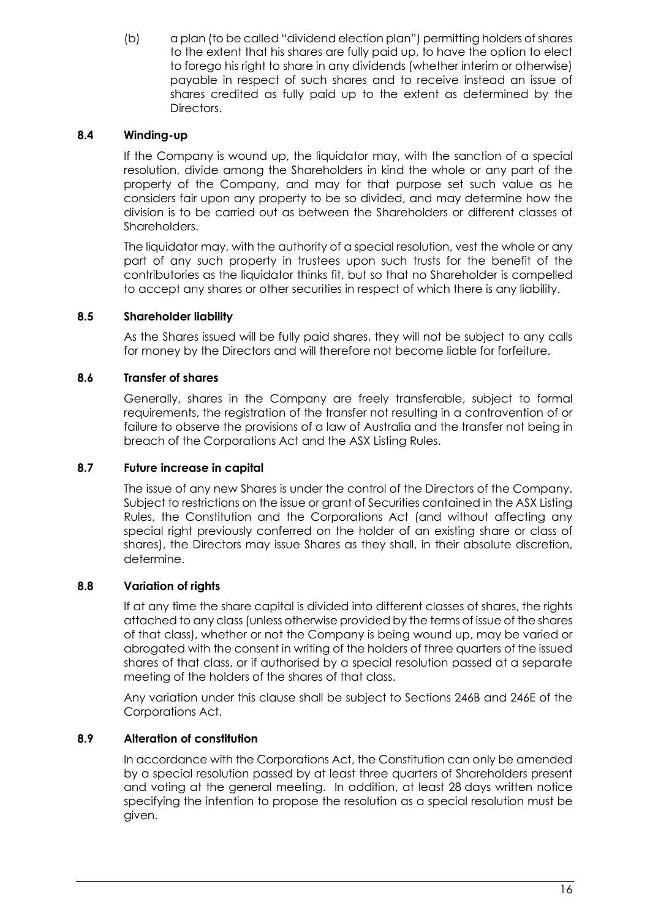(b) a plan (to be called "dividend election plan") permitting holders of shares to the extent that his shares are fully paid up, to have the option to elect to forego his right to share in any dividends (whether interim or otherwise) payable in respect of such shares and to receive instead an issue of shares credited as fully paid up to the extent as determined by the Directors.

### 8.4 Winding-up

If the Company is wound up, the liquidator may, with the sanction of a special resolution, divide among the Shareholders in kind the whole or any part of the property of the Company, and may for that purpose set such value as he considers fair upon any property to be so divided, and may determine how the division is to be carried out as between the Shareholders or different classes of Shareholders.

The liquidator may, with the authority of a special resolution, vest the whole or any part of any such property in trustees upon such trusts for the benefit of the contributories as the liquidator thinks fit, but so that no Shareholder is compelled to accept any shares or other securities in respect of which there is any liability.

### 8.5 Shareholder liability

As the Shares issued will be fully paid shares, they will not be subject to any calls for money by the Directors and will therefore not become liable for forfeiture.

### 8.6 Transfer of shares

Generally, shares in the Company are freely transferable, subject to formal requirements, the registration of the transfer not resulting in a contravention of or failure to observe the provisions of a law of Australia and the transfer not being in breach of the Corporations Act and the ASX Listing Rules.

### 8.7 Future increase in capital

The issue of any new Shares is under the control of the Directors of the Company. Subject to restrictions on the issue or grant of Securities contained in the ASX Listing Rules, the Constitution and the Corporations Act (and without affecting any special right previously conferred on the holder of an existing share or class of shares), the Directors may issue Shares as they shall, in their absolute discretion, determine.

### 8.8 Variation of rights

If at any time the share capital is divided into different classes of shares, the rights attached to any class (unless otherwise provided by the terms of issue of the shares of that class), whether or not the Company is being wound up, may be varied or abrogated with the consent in writing of the holders of three quarters of the issued shares of that class, or if authorised by a special resolution passed at a separate meeting of the holders of the shares of that class.

Any variation under this clause shall be subject to Sections 246B and 246E of the Corporations Act.

### 8.9 Alteration of constitution

In accordance with the Corporations Act, the Constitution can only be amended by a special resolution passed by at least three quarters of Shareholders present and voting at the general meeting. In addition, at least 28 days written notice specifying the intention to propose the resolution as a special resolution must be given.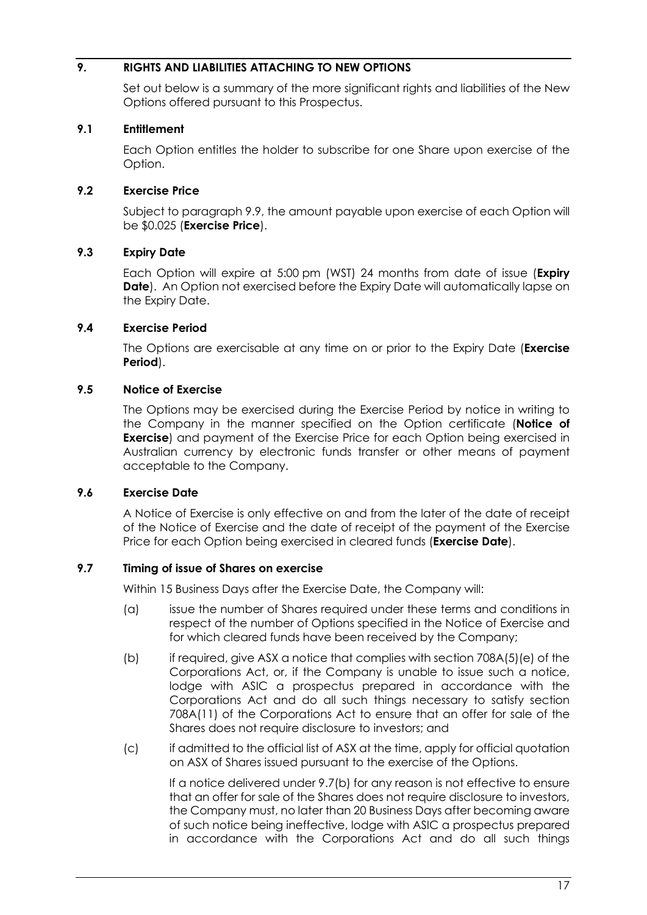## 9. RIGHTS AND LIABILITIES ATTACHING TO NEW OPTIONS

Set out below is a summary of the more significant rights and liabilities of the New Options offered pursuant to this Prospectus.

### 9.1 Entitlement

Each Option entitles the holder to subscribe for one Share upon exercise of the Option.

### 9.2 Exercise Price

Subject to paragraph 9.9, the amount payable upon exercise of each Option will be $0.025 (**Exercise Price**).

### 9.3 Expiry Date

Each Option will expire at 5:00 pm (WST) 24 months from date of issue (**Expiry Date**). An Option not exercised before the Expiry Date will automatically lapse on the Expiry Date.

### 9.4 Exercise Period

The Options are exercisable at any time on or prior to the Expiry Date (**Exercise Period**).

### 9.5 Notice of Exercise

The Options may be exercised during the Exercise Period by notice in writing to the Company in the manner specified on the Option certificate (**Notice of Exercise**) and payment of the Exercise Price for each Option being exercised in Australian currency by electronic funds transfer or other means of payment acceptable to the Company.

### 9.6 Exercise Date

A Notice of Exercise is only effective on and from the later of the date of receipt of the Notice of Exercise and the date of receipt of the payment of the Exercise Price for each Option being exercised in cleared funds (**Exercise Date**).

### 9.7 Timing of issue of Shares on exercise

Within 15 Business Days after the Exercise Date, the Company will:

(a) issue the number of Shares required under these terms and conditions in respect of the number of Options specified in the Notice of Exercise and for which cleared funds have been received by the Company;

(b) if required, give ASX a notice that complies with section 708A(5)(e) of the Corporations Act, or, if the Company is unable to issue such a notice, lodge with ASIC a prospectus prepared in accordance with the Corporations Act and do all such things necessary to satisfy section 708A(11) of the Corporations Act to ensure that an offer for sale of the Shares does not require disclosure to investors; and

(c) if admitted to the official list of ASX at the time, apply for official quotation on ASX of Shares issued pursuant to the exercise of the Options.

If a notice delivered under 9.7(b) for any reason is not effective to ensure that an offer for sale of the Shares does not require disclosure to investors, the Company must, no later than 20 Business Days after becoming aware of such notice being ineffective, lodge with ASIC a prospectus prepared in accordance with the Corporations Act and do all such things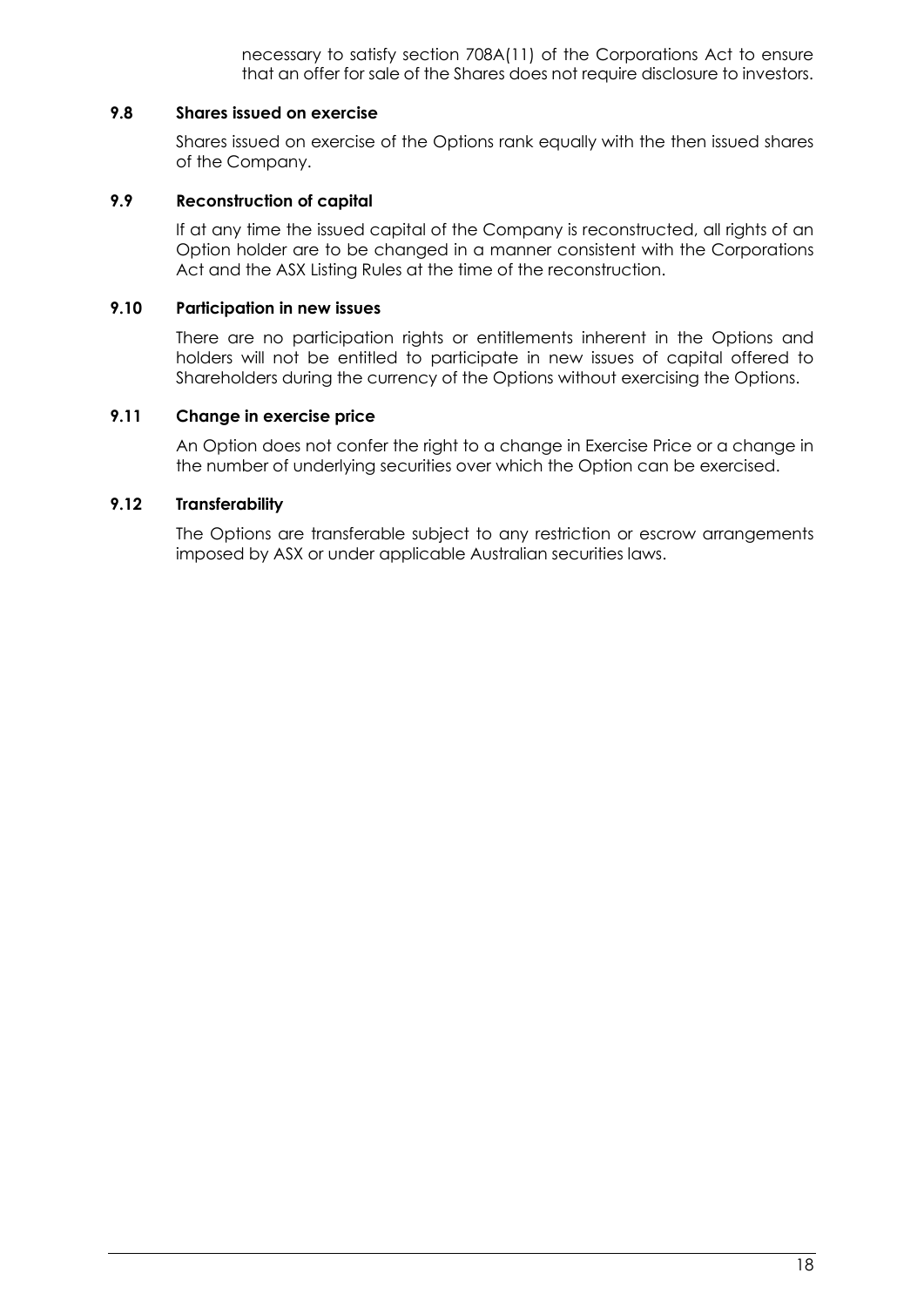necessary to satisfy section 708A(11) of the Corporations Act to ensure that an offer for sale of the Shares does not require disclosure to investors.

### 9.8 Shares issued on exercise

Shares issued on exercise of the Options rank equally with the then issued shares of the Company.

### 9.9 Reconstruction of capital

If at any time the issued capital of the Company is reconstructed, all rights of an Option holder are to be changed in a manner consistent with the Corporations Act and the ASX Listing Rules at the time of the reconstruction.

### 9.10 Participation in new issues

There are no participation rights or entitlements inherent in the Options and holders will not be entitled to participate in new issues of capital offered to Shareholders during the currency of the Options without exercising the Options.

### 9.11 Change in exercise price

An Option does not confer the right to a change in Exercise Price or a change in the number of underlying securities over which the Option can be exercised.

### 9.12 Transferability

The Options are transferable subject to any restriction or escrow arrangements imposed by ASX or under applicable Australian securities laws.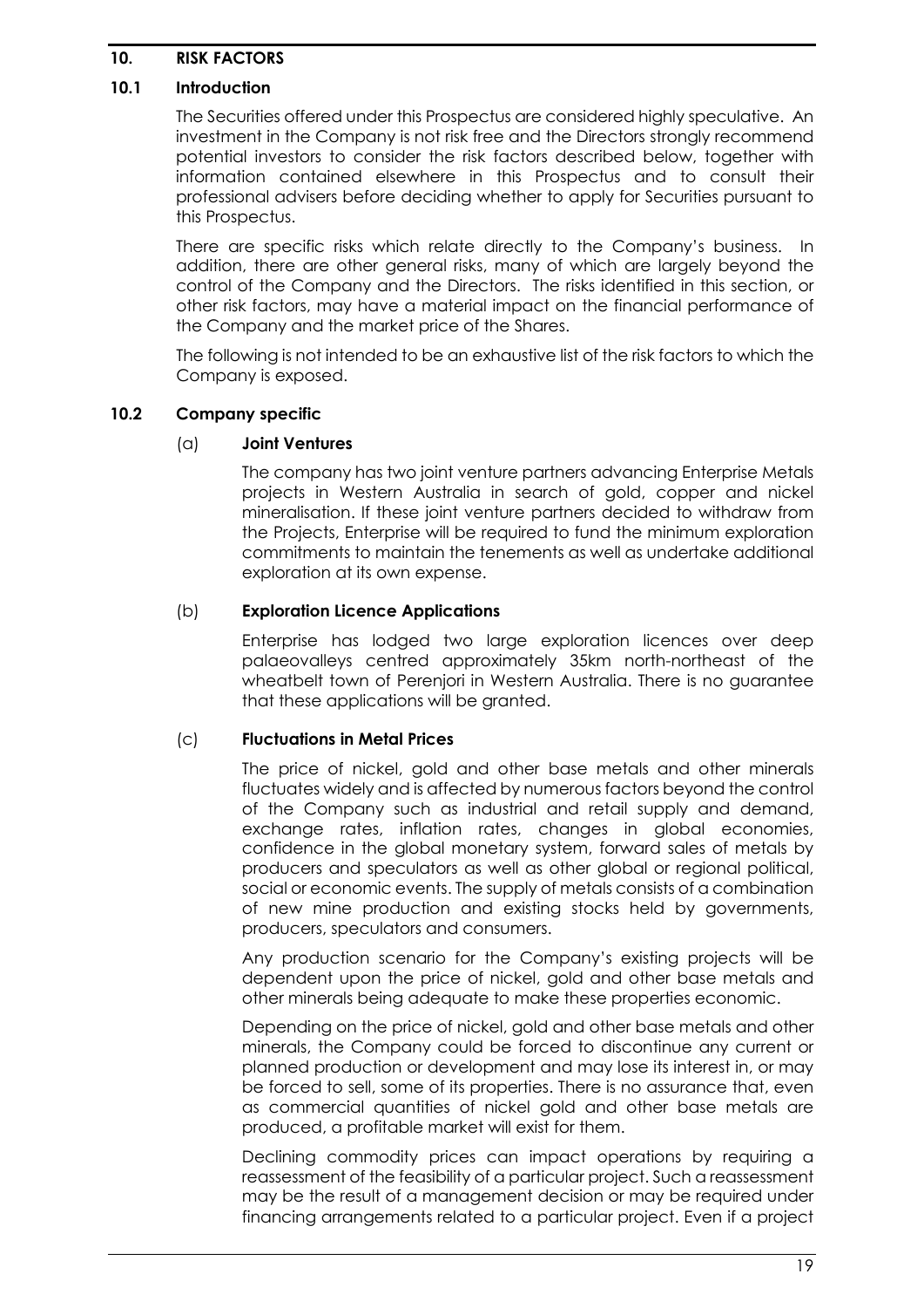## 10. RISK FACTORS

### 10.1 Introduction

The Securities offered under this Prospectus are considered highly speculative. An investment in the Company is not risk free and the Directors strongly recommend potential investors to consider the risk factors described below, together with information contained elsewhere in this Prospectus and to consult their professional advisers before deciding whether to apply for Securities pursuant to this Prospectus.

There are specific risks which relate directly to the Company's business. In addition, there are other general risks, many of which are largely beyond the control of the Company and the Directors. The risks identified in this section, or other risk factors, may have a material impact on the financial performance of the Company and the market price of the Shares.

The following is not intended to be an exhaustive list of the risk factors to which the Company is exposed.

### 10.2 Company specific

(a) **Joint Ventures**

The company has two joint venture partners advancing Enterprise Metals projects in Western Australia in search of gold, copper and nickel mineralisation. If these joint venture partners decided to withdraw from the Projects, Enterprise will be required to fund the minimum exploration commitments to maintain the tenements as well as undertake additional exploration at its own expense.

(b) **Exploration Licence Applications**

Enterprise has lodged two large exploration licences over deep palaeovalleys centred approximately 35km north-northeast of the wheatbelt town of Perenjori in Western Australia. There is no guarantee that these applications will be granted.

(c) **Fluctuations in Metal Prices**

The price of nickel, gold and other base metals and other minerals fluctuates widely and is affected by numerous factors beyond the control of the Company such as industrial and retail supply and demand, exchange rates, inflation rates, changes in global economies, confidence in the global monetary system, forward sales of metals by producers and speculators as well as other global or regional political, social or economic events. The supply of metals consists of a combination of new mine production and existing stocks held by governments, producers, speculators and consumers.

Any production scenario for the Company's existing projects will be dependent upon the price of nickel, gold and other base metals and other minerals being adequate to make these properties economic.

Depending on the price of nickel, gold and other base metals and other minerals, the Company could be forced to discontinue any current or planned production or development and may lose its interest in, or may be forced to sell, some of its properties. There is no assurance that, even as commercial quantities of nickel gold and other base metals are produced, a profitable market will exist for them.

Declining commodity prices can impact operations by requiring a reassessment of the feasibility of a particular project. Such a reassessment may be the result of a management decision or may be required under financing arrangements related to a particular project. Even if a project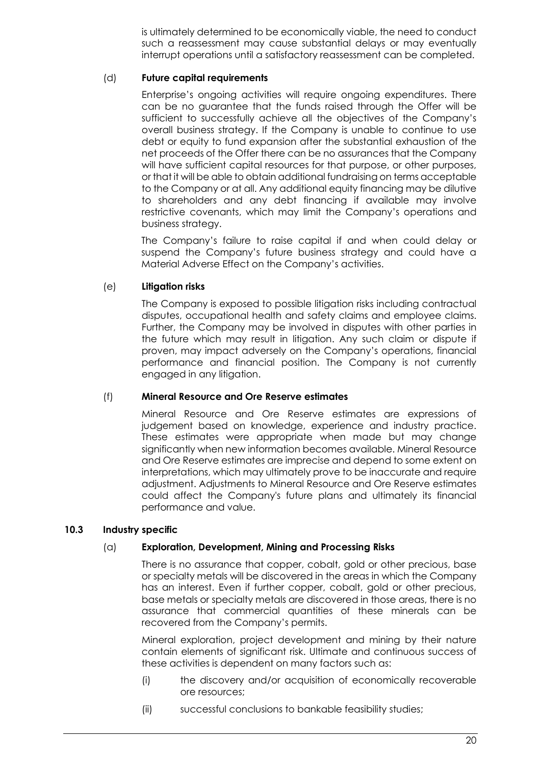is ultimately determined to be economically viable, the need to conduct such a reassessment may cause substantial delays or may eventually interrupt operations until a satisfactory reassessment can be completed.

(d) **Future capital requirements**

Enterprise's ongoing activities will require ongoing expenditures. There can be no guarantee that the funds raised through the Offer will be sufficient to successfully achieve all the objectives of the Company's overall business strategy. If the Company is unable to continue to use debt or equity to fund expansion after the substantial exhaustion of the net proceeds of the Offer there can be no assurances that the Company will have sufficient capital resources for that purpose, or other purposes, or that it will be able to obtain additional fundraising on terms acceptable to the Company or at all. Any additional equity financing may be dilutive to shareholders and any debt financing if available may involve restrictive covenants, which may limit the Company's operations and business strategy.

The Company's failure to raise capital if and when could delay or suspend the Company's future business strategy and could have a Material Adverse Effect on the Company's activities.

(e) **Litigation risks**

The Company is exposed to possible litigation risks including contractual disputes, occupational health and safety claims and employee claims. Further, the Company may be involved in disputes with other parties in the future which may result in litigation. Any such claim or dispute if proven, may impact adversely on the Company's operations, financial performance and financial position. The Company is not currently engaged in any litigation.

(f) **Mineral Resource and Ore Reserve estimates**

Mineral Resource and Ore Reserve estimates are expressions of judgement based on knowledge, experience and industry practice. These estimates were appropriate when made but may change significantly when new information becomes available. Mineral Resource and Ore Reserve estimates are imprecise and depend to some extent on interpretations, which may ultimately prove to be inaccurate and require adjustment. Adjustments to Mineral Resource and Ore Reserve estimates could affect the Company's future plans and ultimately its financial performance and value.

### 10.3 Industry specific

(a) **Exploration, Development, Mining and Processing Risks**

There is no assurance that copper, cobalt, gold or other precious, base or specialty metals will be discovered in the areas in which the Company has an interest. Even if further copper, cobalt, gold or other precious, base metals or specialty metals are discovered in those areas, there is no assurance that commercial quantities of these minerals can be recovered from the Company's permits.

Mineral exploration, project development and mining by their nature contain elements of significant risk. Ultimate and continuous success of these activities is dependent on many factors such as:

(i) the discovery and/or acquisition of economically recoverable ore resources;

(ii) successful conclusions to bankable feasibility studies;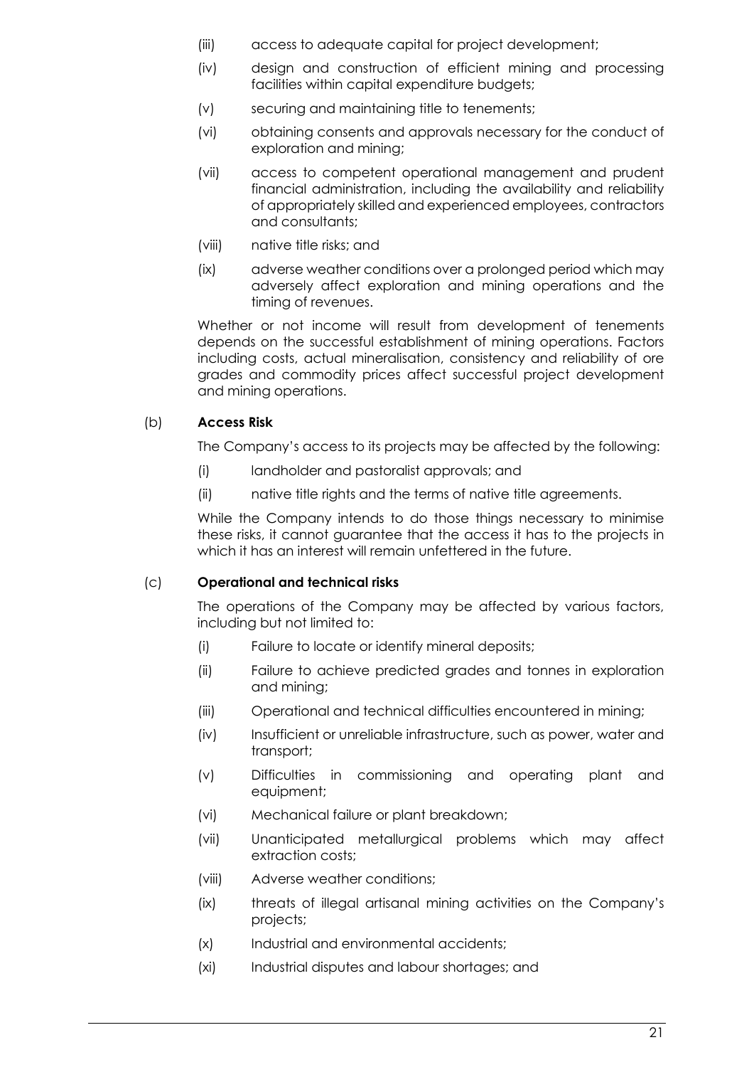(iii) access to adequate capital for project development;

(iv) design and construction of efficient mining and processing facilities within capital expenditure budgets;

(v) securing and maintaining title to tenements;

(vi) obtaining consents and approvals necessary for the conduct of exploration and mining;

(vii) access to competent operational management and prudent financial administration, including the availability and reliability of appropriately skilled and experienced employees, contractors and consultants;

(viii) native title risks; and

(ix) adverse weather conditions over a prolonged period which may adversely affect exploration and mining operations and the timing of revenues.

Whether or not income will result from development of tenements depends on the successful establishment of mining operations. Factors including costs, actual mineralisation, consistency and reliability of ore grades and commodity prices affect successful project development and mining operations.

(b) **Access Risk**

The Company's access to its projects may be affected by the following:

(i) landholder and pastoralist approvals; and

(ii) native title rights and the terms of native title agreements.

While the Company intends to do those things necessary to minimise these risks, it cannot guarantee that the access it has to the projects in which it has an interest will remain unfettered in the future.

(c) **Operational and technical risks**

The operations of the Company may be affected by various factors, including but not limited to:

(i) Failure to locate or identify mineral deposits;

(ii) Failure to achieve predicted grades and tonnes in exploration and mining;

(iii) Operational and technical difficulties encountered in mining;

(iv) Insufficient or unreliable infrastructure, such as power, water and transport;

(v) Difficulties in commissioning and operating plant and equipment;

(vi) Mechanical failure or plant breakdown;

(vii) Unanticipated metallurgical problems which may affect extraction costs;

(viii) Adverse weather conditions;

(ix) threats of illegal artisanal mining activities on the Company's projects;

(x) Industrial and environmental accidents;

(xi) Industrial disputes and labour shortages; and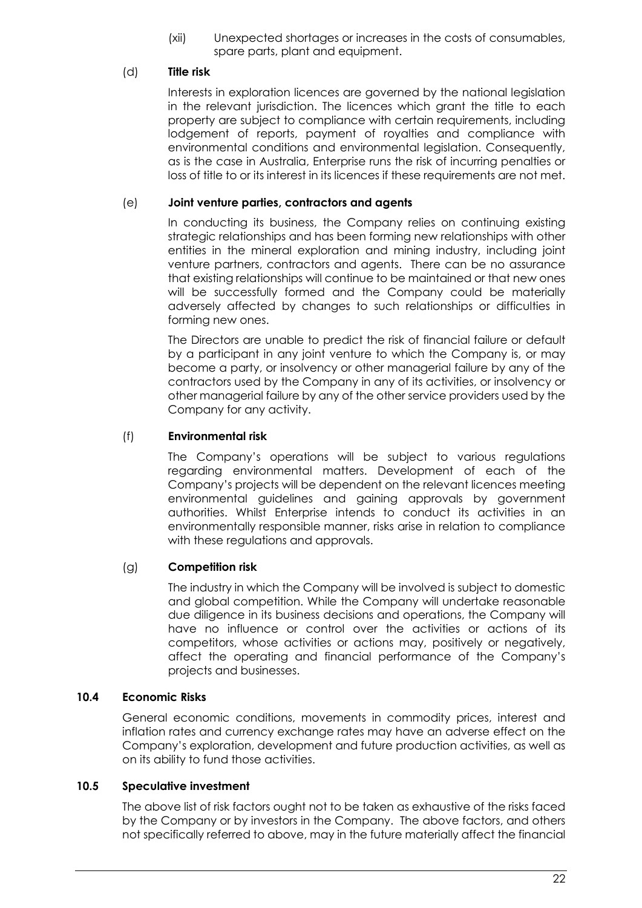(xii) Unexpected shortages or increases in the costs of consumables, spare parts, plant and equipment.

(d) **Title risk**

Interests in exploration licences are governed by the national legislation in the relevant jurisdiction. The licences which grant the title to each property are subject to compliance with certain requirements, including lodgement of reports, payment of royalties and compliance with environmental conditions and environmental legislation. Consequently, as is the case in Australia, Enterprise runs the risk of incurring penalties or loss of title to or its interest in its licences if these requirements are not met.

(e) **Joint venture parties, contractors and agents**

In conducting its business, the Company relies on continuing existing strategic relationships and has been forming new relationships with other entities in the mineral exploration and mining industry, including joint venture partners, contractors and agents. There can be no assurance that existing relationships will continue to be maintained or that new ones will be successfully formed and the Company could be materially adversely affected by changes to such relationships or difficulties in forming new ones.

The Directors are unable to predict the risk of financial failure or default by a participant in any joint venture to which the Company is, or may become a party, or insolvency or other managerial failure by any of the contractors used by the Company in any of its activities, or insolvency or other managerial failure by any of the other service providers used by the Company for any activity.

(f) **Environmental risk**

The Company's operations will be subject to various regulations regarding environmental matters. Development of each of the Company's projects will be dependent on the relevant licences meeting environmental guidelines and gaining approvals by government authorities. Whilst Enterprise intends to conduct its activities in an environmentally responsible manner, risks arise in relation to compliance with these regulations and approvals.

(g) **Competition risk**

The industry in which the Company will be involved is subject to domestic and global competition. While the Company will undertake reasonable due diligence in its business decisions and operations, the Company will have no influence or control over the activities or actions of its competitors, whose activities or actions may, positively or negatively, affect the operating and financial performance of the Company's projects and businesses.

### 10.4 Economic Risks

General economic conditions, movements in commodity prices, interest and inflation rates and currency exchange rates may have an adverse effect on the Company's exploration, development and future production activities, as well as on its ability to fund those activities.

### 10.5 Speculative investment

The above list of risk factors ought not to be taken as exhaustive of the risks faced by the Company or by investors in the Company. The above factors, and others not specifically referred to above, may in the future materially affect the financial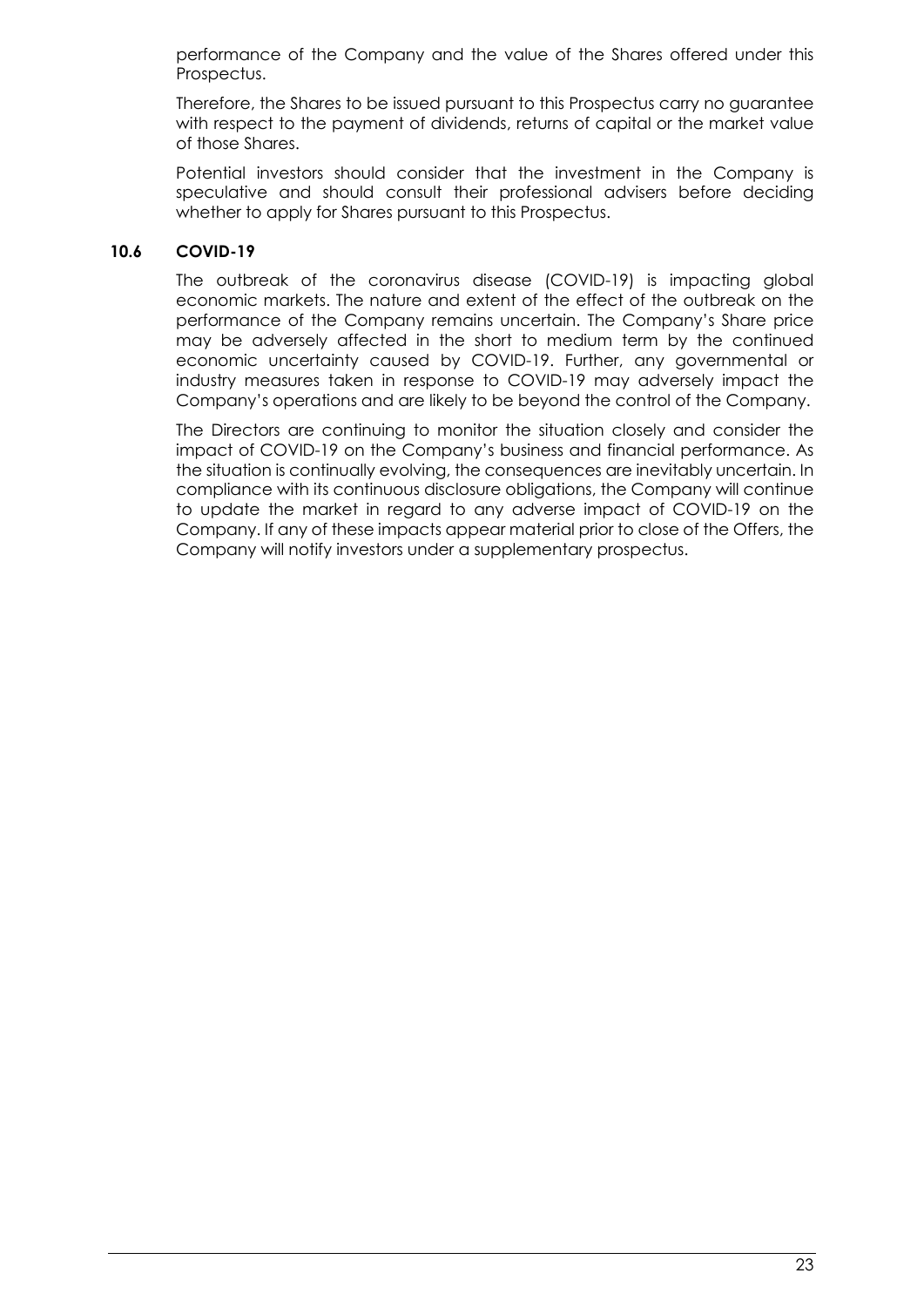performance of the Company and the value of the Shares offered under this Prospectus.

Therefore, the Shares to be issued pursuant to this Prospectus carry no guarantee with respect to the payment of dividends, returns of capital or the market value of those Shares.

Potential investors should consider that the investment in the Company is speculative and should consult their professional advisers before deciding whether to apply for Shares pursuant to this Prospectus.

### 10.6 COVID-19

The outbreak of the coronavirus disease (COVID-19) is impacting global economic markets. The nature and extent of the effect of the outbreak on the performance of the Company remains uncertain. The Company's Share price may be adversely affected in the short to medium term by the continued economic uncertainty caused by COVID-19. Further, any governmental or industry measures taken in response to COVID-19 may adversely impact the Company's operations and are likely to be beyond the control of the Company.

The Directors are continuing to monitor the situation closely and consider the impact of COVID-19 on the Company's business and financial performance. As the situation is continually evolving, the consequences are inevitably uncertain. In compliance with its continuous disclosure obligations, the Company will continue to update the market in regard to any adverse impact of COVID-19 on the Company. If any of these impacts appear material prior to close of the Offers, the Company will notify investors under a supplementary prospectus.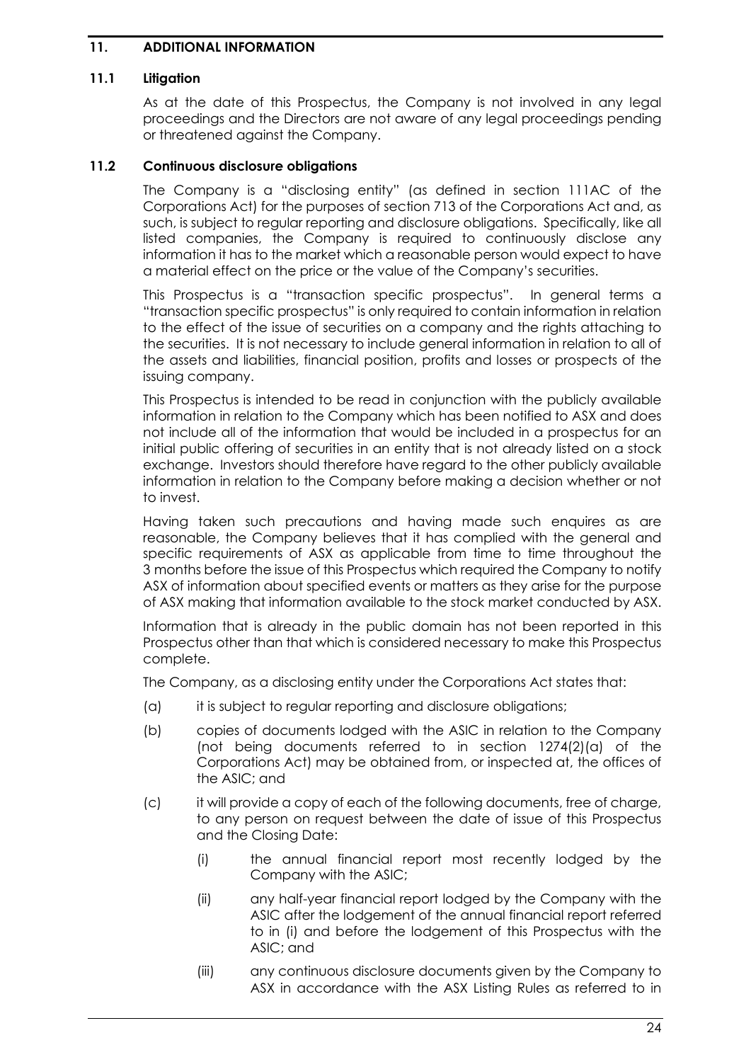## 11. ADDITIONAL INFORMATION

### 11.1 Litigation

As at the date of this Prospectus, the Company is not involved in any legal proceedings and the Directors are not aware of any legal proceedings pending or threatened against the Company.

### 11.2 Continuous disclosure obligations

The Company is a "disclosing entity" (as defined in section 111AC of the Corporations Act) for the purposes of section 713 of the Corporations Act and, as such, is subject to regular reporting and disclosure obligations. Specifically, like all listed companies, the Company is required to continuously disclose any information it has to the market which a reasonable person would expect to have a material effect on the price or the value of the Company's securities.

This Prospectus is a "transaction specific prospectus". In general terms a "transaction specific prospectus" is only required to contain information in relation to the effect of the issue of securities on a company and the rights attaching to the securities. It is not necessary to include general information in relation to all of the assets and liabilities, financial position, profits and losses or prospects of the issuing company.

This Prospectus is intended to be read in conjunction with the publicly available information in relation to the Company which has been notified to ASX and does not include all of the information that would be included in a prospectus for an initial public offering of securities in an entity that is not already listed on a stock exchange. Investors should therefore have regard to the other publicly available information in relation to the Company before making a decision whether or not to invest.

Having taken such precautions and having made such enquires as are reasonable, the Company believes that it has complied with the general and specific requirements of ASX as applicable from time to time throughout the 3 months before the issue of this Prospectus which required the Company to notify ASX of information about specified events or matters as they arise for the purpose of ASX making that information available to the stock market conducted by ASX.

Information that is already in the public domain has not been reported in this Prospectus other than that which is considered necessary to make this Prospectus complete.

The Company, as a disclosing entity under the Corporations Act states that:

(a) it is subject to regular reporting and disclosure obligations;

(b) copies of documents lodged with the ASIC in relation to the Company (not being documents referred to in section 1274(2)(a) of the Corporations Act) may be obtained from, or inspected at, the offices of the ASIC; and

(c) it will provide a copy of each of the following documents, free of charge, to any person on request between the date of issue of this Prospectus and the Closing Date:

  (i) the annual financial report most recently lodged by the Company with the ASIC;

  (ii) any half-year financial report lodged by the Company with the ASIC after the lodgement of the annual financial report referred to in (i) and before the lodgement of this Prospectus with the ASIC; and

  (iii) any continuous disclosure documents given by the Company to ASX in accordance with the ASX Listing Rules as referred to in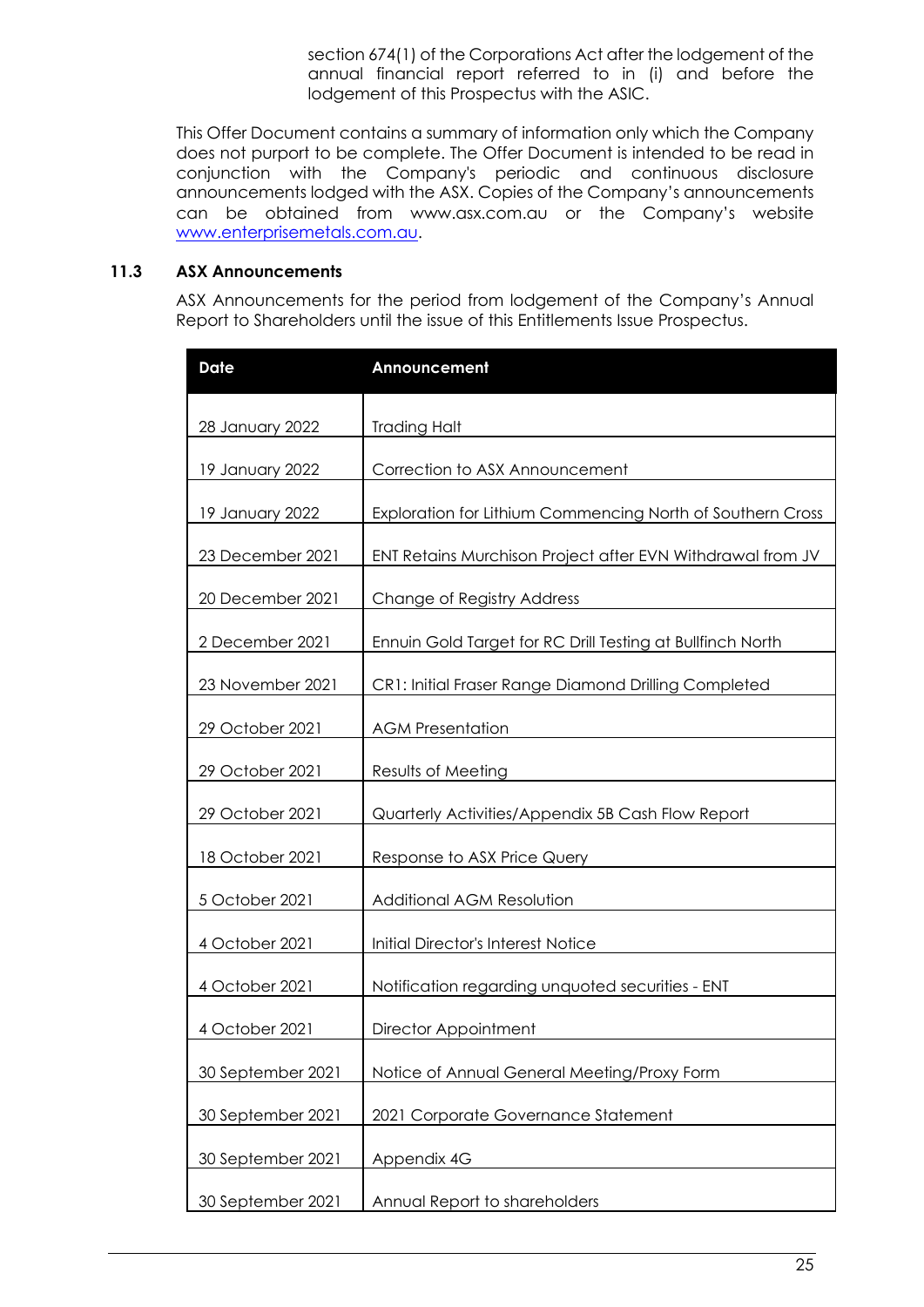section 674(1) of the Corporations Act after the lodgement of the annual financial report referred to in (i) and before the lodgement of this Prospectus with the ASIC.

This Offer Document contains a summary of information only which the Company does not purport to be complete. The Offer Document is intended to be read in conjunction with the Company's periodic and continuous disclosure announcements lodged with the ASX. Copies of the Company's announcements can be obtained from www.asx.com.au or the Company's website www.enterprisemetals.com.au.

### 11.3 ASX Announcements

ASX Announcements for the period from lodgement of the Company's Annual Report to Shareholders until the issue of this Entitlements Issue Prospectus.

| Date | Announcement |
|---|---|
| 28 January 2022 | Trading Halt |
| 19 January 2022 | Correction to ASX Announcement |
| 19 January 2022 | Exploration for Lithium Commencing North of Southern Cross |
| 23 December 2021 | ENT Retains Murchison Project after EVN Withdrawal from JV |
| 20 December 2021 | Change of Registry Address |
| 2 December 2021 | Ennuin Gold Target for RC Drill Testing at Bullfinch North |
| 23 November 2021 | CR1: Initial Fraser Range Diamond Drilling Completed |
| 29 October 2021 | AGM Presentation |
| 29 October 2021 | Results of Meeting |
| 29 October 2021 | Quarterly Activities/Appendix 5B Cash Flow Report |
| 18 October 2021 | Response to ASX Price Query |
| 5 October 2021 | Additional AGM Resolution |
| 4 October 2021 | Initial Director's Interest Notice |
| 4 October 2021 | Notification regarding unquoted securities - ENT |
| 4 October 2021 | Director Appointment |
| 30 September 2021 | Notice of Annual General Meeting/Proxy Form |
| 30 September 2021 | 2021 Corporate Governance Statement |
| 30 September 2021 | Appendix 4G |
| 30 September 2021 | Annual Report to shareholders |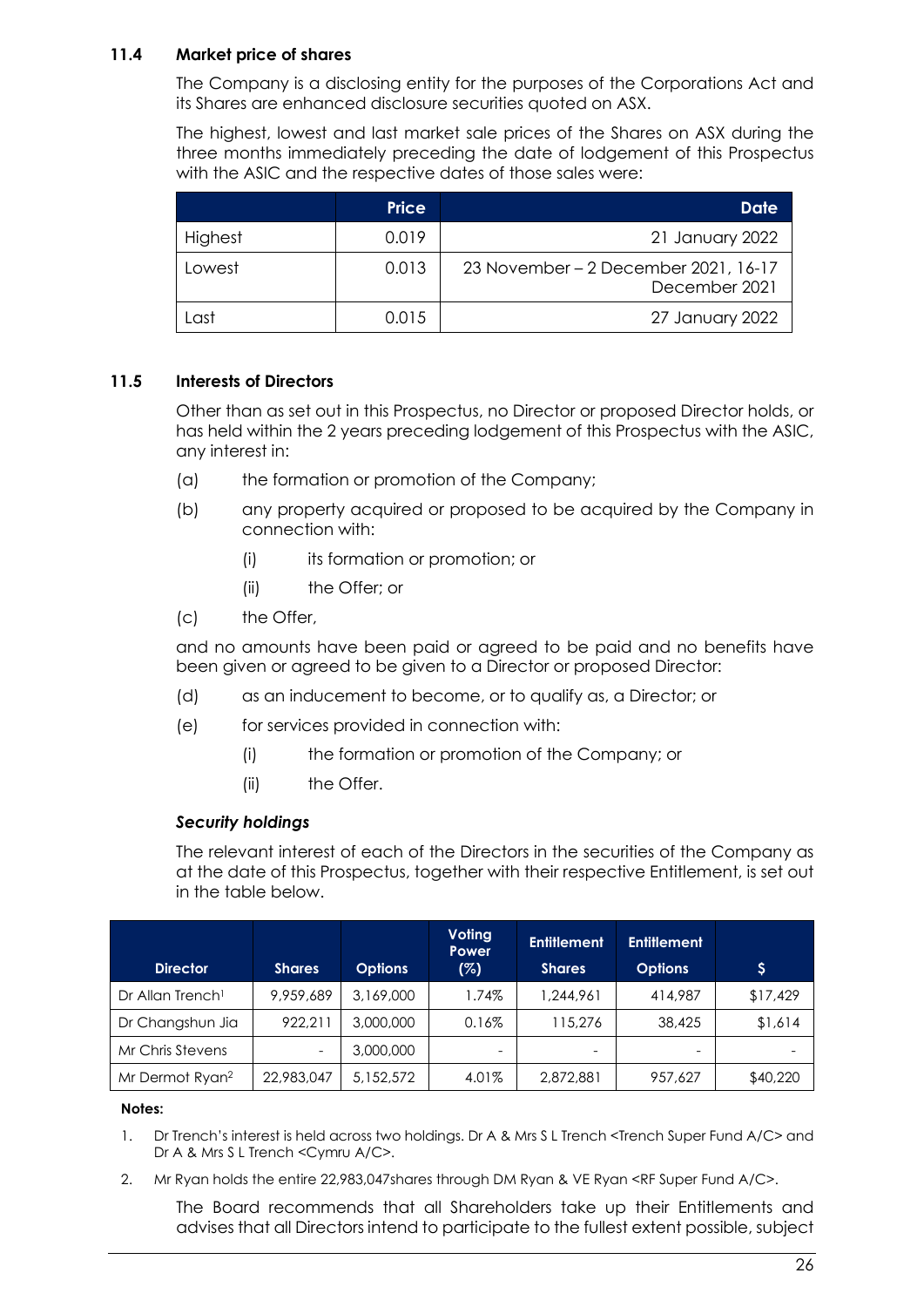### 11.4 Market price of shares

The Company is a disclosing entity for the purposes of the Corporations Act and its Shares are enhanced disclosure securities quoted on ASX.

The highest, lowest and last market sale prices of the Shares on ASX during the three months immediately preceding the date of lodgement of this Prospectus with the ASIC and the respective dates of those sales were:

| | Price | Date |
|---|---|---|
| Highest | 0.019 | 21 January 2022 |
| Lowest | 0.013 | 23 November – 2 December 2021, 16-17 December 2021 |
| Last | 0.015 | 27 January 2022 |

### 11.5 Interests of Directors

Other than as set out in this Prospectus, no Director or proposed Director holds, or has held within the 2 years preceding lodgement of this Prospectus with the ASIC, any interest in:

(a) the formation or promotion of the Company;

(b) any property acquired or proposed to be acquired by the Company in connection with:

(i) its formation or promotion; or

(ii) the Offer; or

(c) the Offer,

and no amounts have been paid or agreed to be paid and no benefits have been given or agreed to be given to a Director or proposed Director:

(d) as an inducement to become, or to qualify as, a Director; or

(e) for services provided in connection with:

(i) the formation or promotion of the Company; or

(ii) the Offer.

***Security holdings***

The relevant interest of each of the Directors in the securities of the Company as at the date of this Prospectus, together with their respective Entitlement, is set out in the table below.

| Director | Shares | Options | Voting Power (%) | Entitlement Shares | Entitlement Options | $ |
|---|---|---|---|---|---|---|
| Dr Allan Trench[1] | 9,959,689 | 3,169,000 | 1.74% | 1,244,961 | 414,987 | $17,429 |
| Dr Changshun Jia | 922,211 | 3,000,000 | 0.16% | 115,276 | 38,425 | $1,614 |
| Mr Chris Stevens | - | 3,000,000 | - | - | - | - |
| Mr Dermot Ryan[2] | 22,983,047 | 5,152,572 | 4.01% | 2,872,881 | 957,627 | $40,220 |

**Notes:**

1. Dr Trench's interest is held across two holdings. Dr A & Mrs S L Trench <Trench Super Fund A/C> and Dr A & Mrs S L Trench <Cymru A/C>.
2. Mr Ryan holds the entire 22,983,047shares through DM Ryan & VE Ryan <RF Super Fund A/C>.

The Board recommends that all Shareholders take up their Entitlements and advises that all Directors intend to participate to the fullest extent possible, subject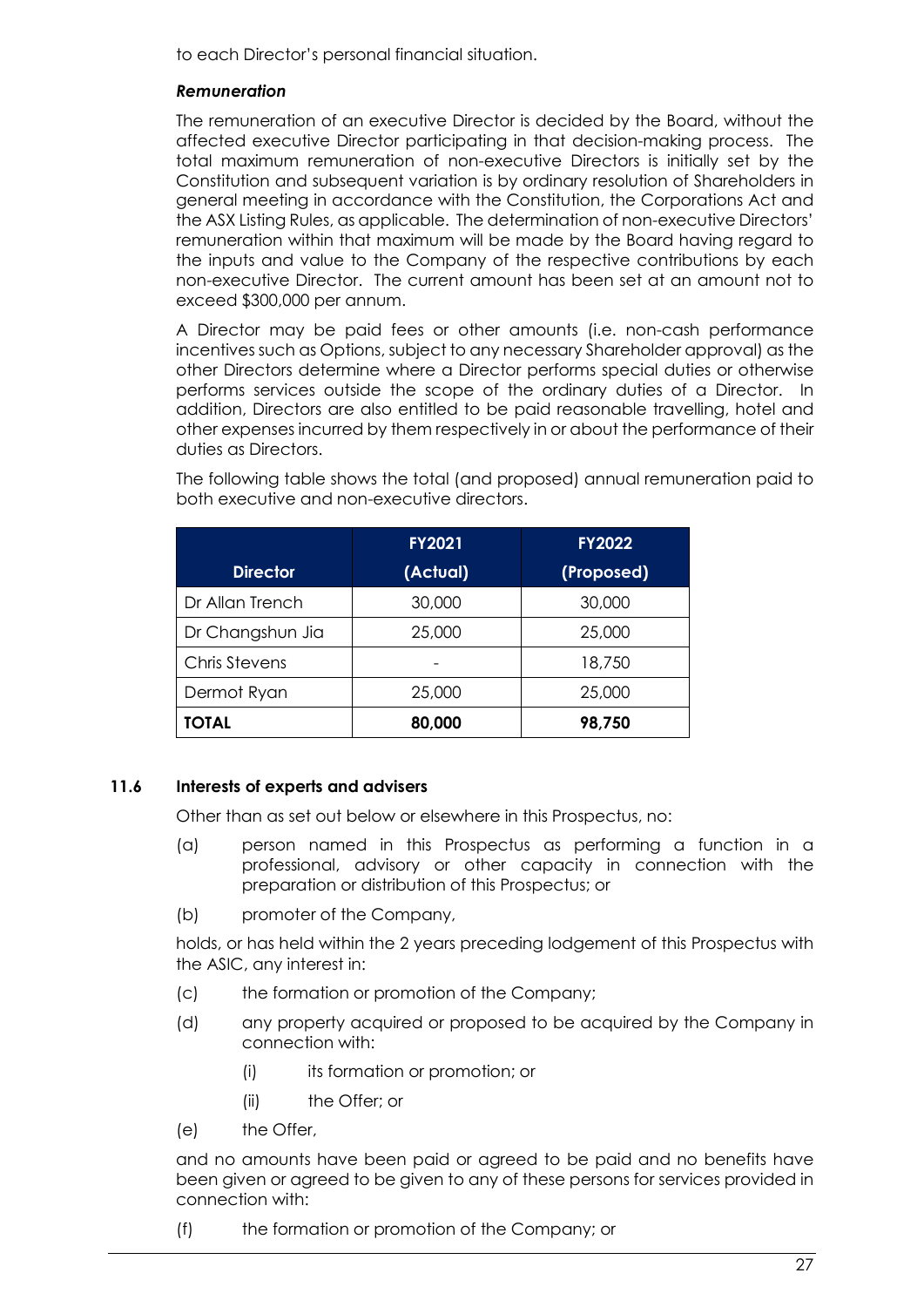to each Director's personal financial situation.

***Remuneration***

The remuneration of an executive Director is decided by the Board, without the affected executive Director participating in that decision-making process. The total maximum remuneration of non-executive Directors is initially set by the Constitution and subsequent variation is by ordinary resolution of Shareholders in general meeting in accordance with the Constitution, the Corporations Act and the ASX Listing Rules, as applicable. The determination of non-executive Directors' remuneration within that maximum will be made by the Board having regard to the inputs and value to the Company of the respective contributions by each non-executive Director. The current amount has been set at an amount not to exceed $300,000 per annum.

A Director may be paid fees or other amounts (i.e. non-cash performance incentives such as Options, subject to any necessary Shareholder approval) as the other Directors determine where a Director performs special duties or otherwise performs services outside the scope of the ordinary duties of a Director. In addition, Directors are also entitled to be paid reasonable travelling, hotel and other expenses incurred by them respectively in or about the performance of their duties as Directors.

The following table shows the total (and proposed) annual remuneration paid to both executive and non-executive directors.

| Director | FY2021 (Actual) | FY2022 (Proposed) |
|---|---|---|
| Dr Allan Trench | 30,000 | 30,000 |
| Dr Changshun Jia | 25,000 | 25,000 |
| Chris Stevens | - | 18,750 |
| Dermot Ryan | 25,000 | 25,000 |
| **TOTAL** | **80,000** | **98,750** |

### 11.6 Interests of experts and advisers

Other than as set out below or elsewhere in this Prospectus, no:

(a) person named in this Prospectus as performing a function in a professional, advisory or other capacity in connection with the preparation or distribution of this Prospectus; or

(b) promoter of the Company,

holds, or has held within the 2 years preceding lodgement of this Prospectus with the ASIC, any interest in:

(c) the formation or promotion of the Company;

(d) any property acquired or proposed to be acquired by the Company in connection with:

  (i) its formation or promotion; or

  (ii) the Offer; or

(e) the Offer,

and no amounts have been paid or agreed to be paid and no benefits have been given or agreed to be given to any of these persons for services provided in connection with:

(f) the formation or promotion of the Company; or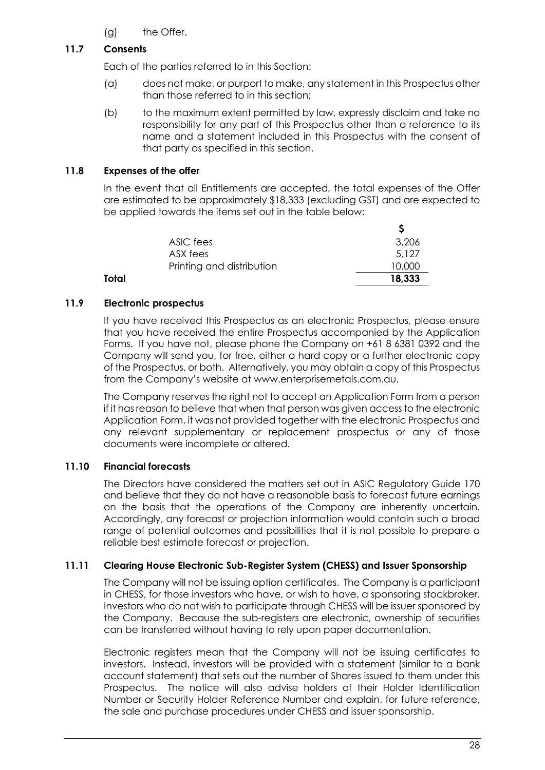(g) the Offer.

### 11.7 Consents

Each of the parties referred to in this Section:

(a) does not make, or purport to make, any statement in this Prospectus other than those referred to in this section;

(b) to the maximum extent permitted by law, expressly disclaim and take no responsibility for any part of this Prospectus other than a reference to its name and a statement included in this Prospectus with the consent of that party as specified in this section.

### 11.8 Expenses of the offer

In the event that all Entitlements are accepted, the total expenses of the Offer are estimated to be approximately $18,333 (excluding GST) and are expected to be applied towards the items set out in the table below:

| | | $ |
|---|---|---|
| | ASIC fees | 3,206 |
| | ASX fees | 5,127 |
| | Printing and distribution | 10,000 |
| **Total** | | **18,333** |

### 11.9 Electronic prospectus

If you have received this Prospectus as an electronic Prospectus, please ensure that you have received the entire Prospectus accompanied by the Application Forms. If you have not, please phone the Company on +61 8 6381 0392 and the Company will send you, for free, either a hard copy or a further electronic copy of the Prospectus, or both. Alternatively, you may obtain a copy of this Prospectus from the Company's website at www.enterprisemetals.com.au.

The Company reserves the right not to accept an Application Form from a person if it has reason to believe that when that person was given access to the electronic Application Form, it was not provided together with the electronic Prospectus and any relevant supplementary or replacement prospectus or any of those documents were incomplete or altered.

### 11.10 Financial forecasts

The Directors have considered the matters set out in ASIC Regulatory Guide 170 and believe that they do not have a reasonable basis to forecast future earnings on the basis that the operations of the Company are inherently uncertain. Accordingly, any forecast or projection information would contain such a broad range of potential outcomes and possibilities that it is not possible to prepare a reliable best estimate forecast or projection.

### 11.11 Clearing House Electronic Sub-Register System (CHESS) and Issuer Sponsorship

The Company will not be issuing option certificates. The Company is a participant in CHESS, for those investors who have, or wish to have, a sponsoring stockbroker. Investors who do not wish to participate through CHESS will be issuer sponsored by the Company. Because the sub-registers are electronic, ownership of securities can be transferred without having to rely upon paper documentation.

Electronic registers mean that the Company will not be issuing certificates to investors. Instead, investors will be provided with a statement (similar to a bank account statement) that sets out the number of Shares issued to them under this Prospectus. The notice will also advise holders of their Holder Identification Number or Security Holder Reference Number and explain, for future reference, the sale and purchase procedures under CHESS and issuer sponsorship.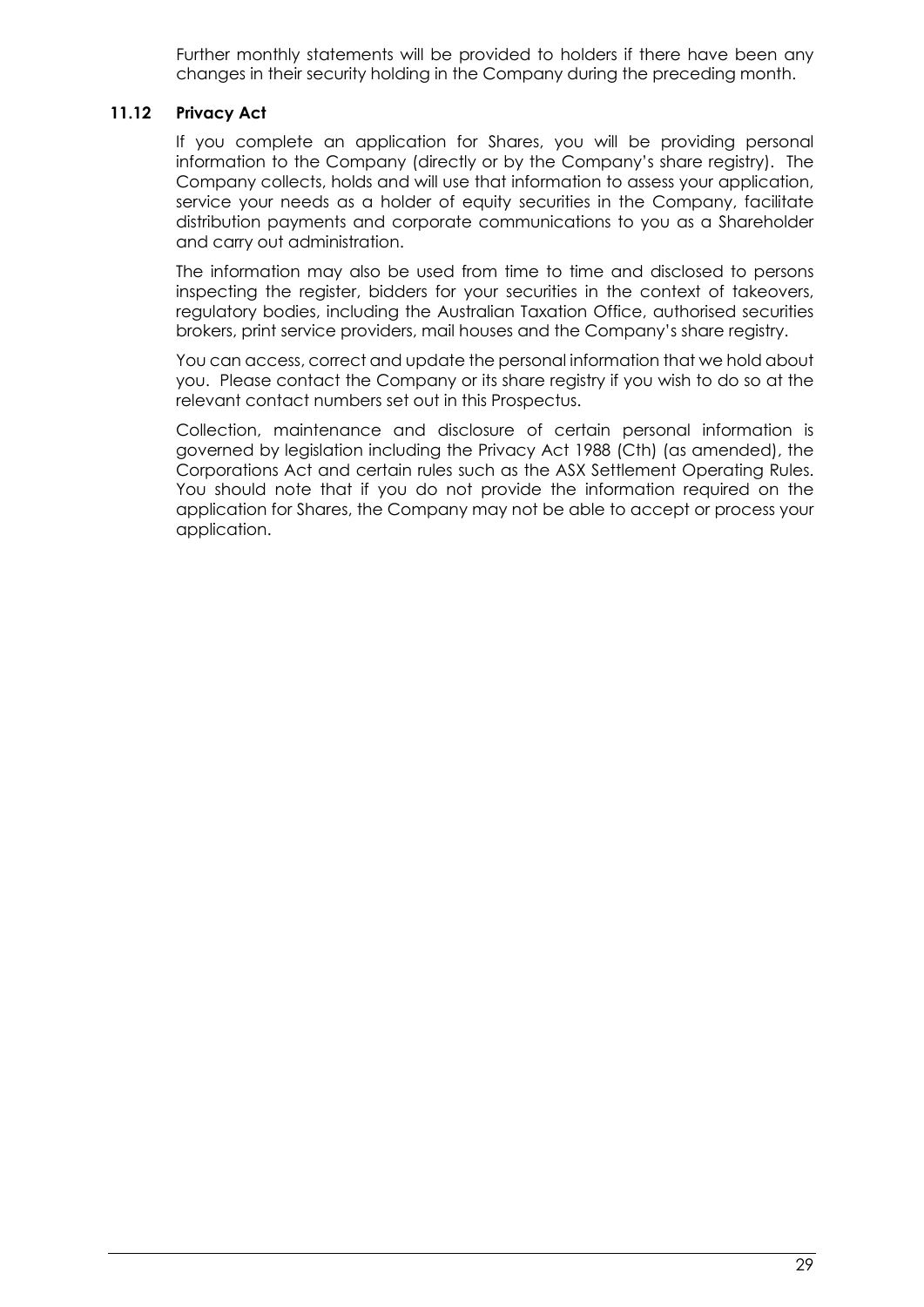Further monthly statements will be provided to holders if there have been any changes in their security holding in the Company during the preceding month.

### 11.12 Privacy Act

If you complete an application for Shares, you will be providing personal information to the Company (directly or by the Company's share registry). The Company collects, holds and will use that information to assess your application, service your needs as a holder of equity securities in the Company, facilitate distribution payments and corporate communications to you as a Shareholder and carry out administration.

The information may also be used from time to time and disclosed to persons inspecting the register, bidders for your securities in the context of takeovers, regulatory bodies, including the Australian Taxation Office, authorised securities brokers, print service providers, mail houses and the Company's share registry.

You can access, correct and update the personal information that we hold about you. Please contact the Company or its share registry if you wish to do so at the relevant contact numbers set out in this Prospectus.

Collection, maintenance and disclosure of certain personal information is governed by legislation including the Privacy Act 1988 (Cth) (as amended), the Corporations Act and certain rules such as the ASX Settlement Operating Rules. You should note that if you do not provide the information required on the application for Shares, the Company may not be able to accept or process your application.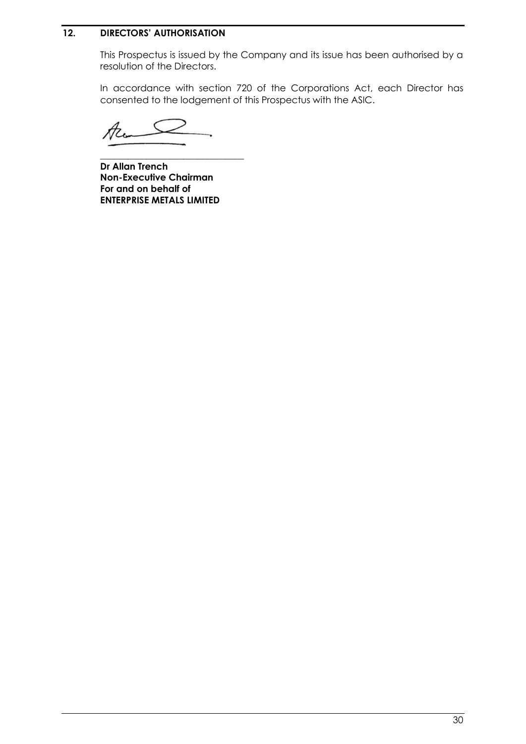## 12. DIRECTORS' AUTHORISATION

This Prospectus is issued by the Company and its issue has been authorised by a resolution of the Directors.

In accordance with section 720 of the Corporations Act, each Director has consented to the lodgement of this Prospectus with the ASIC.

_______________________________

**Dr Allan Trench**
**Non-Executive Chairman**
**For and on behalf of**
**ENTERPRISE METALS LIMITED**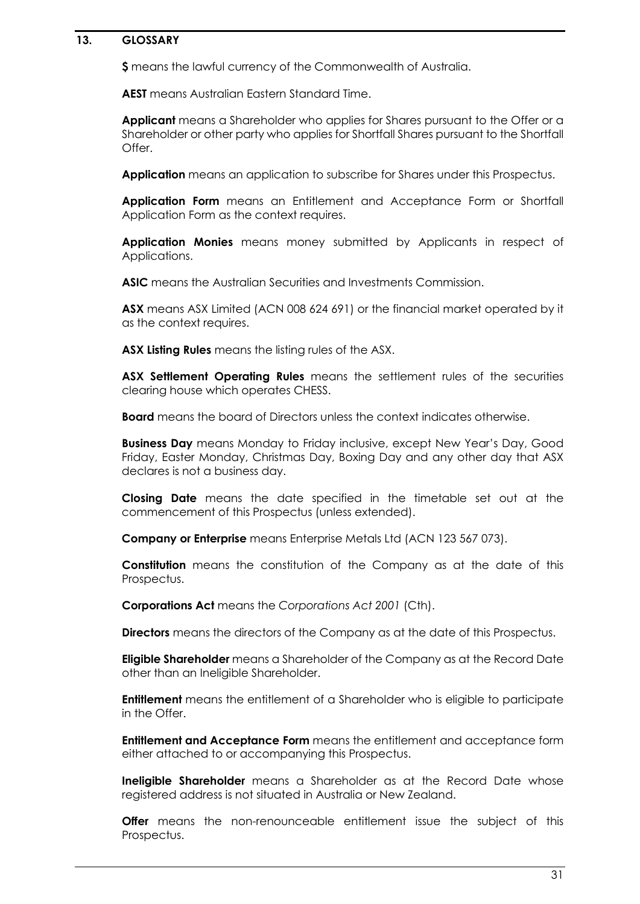## 13. GLOSSARY

**$** means the lawful currency of the Commonwealth of Australia.

**AEST** means Australian Eastern Standard Time.

**Applicant** means a Shareholder who applies for Shares pursuant to the Offer or a Shareholder or other party who applies for Shortfall Shares pursuant to the Shortfall Offer.

**Application** means an application to subscribe for Shares under this Prospectus.

**Application Form** means an Entitlement and Acceptance Form or Shortfall Application Form as the context requires.

**Application Monies** means money submitted by Applicants in respect of Applications.

**ASIC** means the Australian Securities and Investments Commission.

**ASX** means ASX Limited (ACN 008 624 691) or the financial market operated by it as the context requires.

**ASX Listing Rules** means the listing rules of the ASX.

**ASX Settlement Operating Rules** means the settlement rules of the securities clearing house which operates CHESS.

**Board** means the board of Directors unless the context indicates otherwise.

**Business Day** means Monday to Friday inclusive, except New Year's Day, Good Friday, Easter Monday, Christmas Day, Boxing Day and any other day that ASX declares is not a business day.

**Closing Date** means the date specified in the timetable set out at the commencement of this Prospectus (unless extended).

**Company or Enterprise** means Enterprise Metals Ltd (ACN 123 567 073).

**Constitution** means the constitution of the Company as at the date of this Prospectus.

**Corporations Act** means the *Corporations Act 2001* (Cth).

**Directors** means the directors of the Company as at the date of this Prospectus.

**Eligible Shareholder** means a Shareholder of the Company as at the Record Date other than an Ineligible Shareholder.

**Entitlement** means the entitlement of a Shareholder who is eligible to participate in the Offer.

**Entitlement and Acceptance Form** means the entitlement and acceptance form either attached to or accompanying this Prospectus.

**Ineligible Shareholder** means a Shareholder as at the Record Date whose registered address is not situated in Australia or New Zealand.

**Offer** means the non-renounceable entitlement issue the subject of this Prospectus.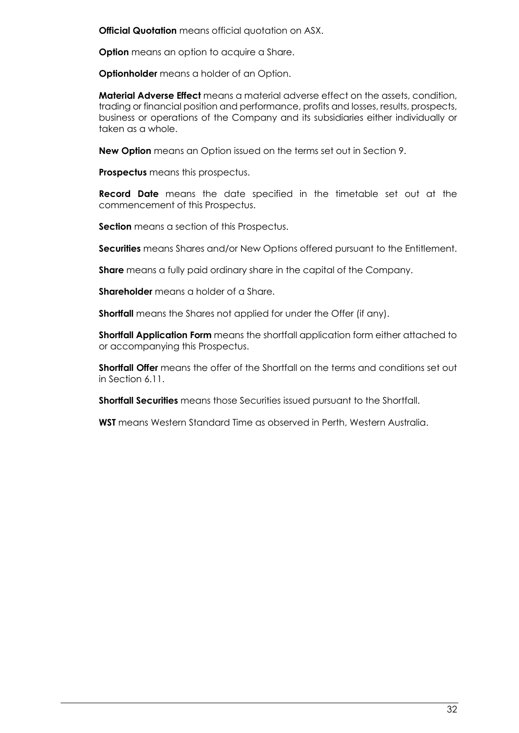**Official Quotation** means official quotation on ASX.

**Option** means an option to acquire a Share.

**Optionholder** means a holder of an Option.

**Material Adverse Effect** means a material adverse effect on the assets, condition, trading or financial position and performance, profits and losses, results, prospects, business or operations of the Company and its subsidiaries either individually or taken as a whole.

**New Option** means an Option issued on the terms set out in Section 9.

**Prospectus** means this prospectus.

**Record Date** means the date specified in the timetable set out at the commencement of this Prospectus.

**Section** means a section of this Prospectus.

**Securities** means Shares and/or New Options offered pursuant to the Entitlement.

**Share** means a fully paid ordinary share in the capital of the Company.

**Shareholder** means a holder of a Share.

**Shortfall** means the Shares not applied for under the Offer (if any).

**Shortfall Application Form** means the shortfall application form either attached to or accompanying this Prospectus.

**Shortfall Offer** means the offer of the Shortfall on the terms and conditions set out in Section 6.11.

**Shortfall Securities** means those Securities issued pursuant to the Shortfall.

**WST** means Western Standard Time as observed in Perth, Western Australia.